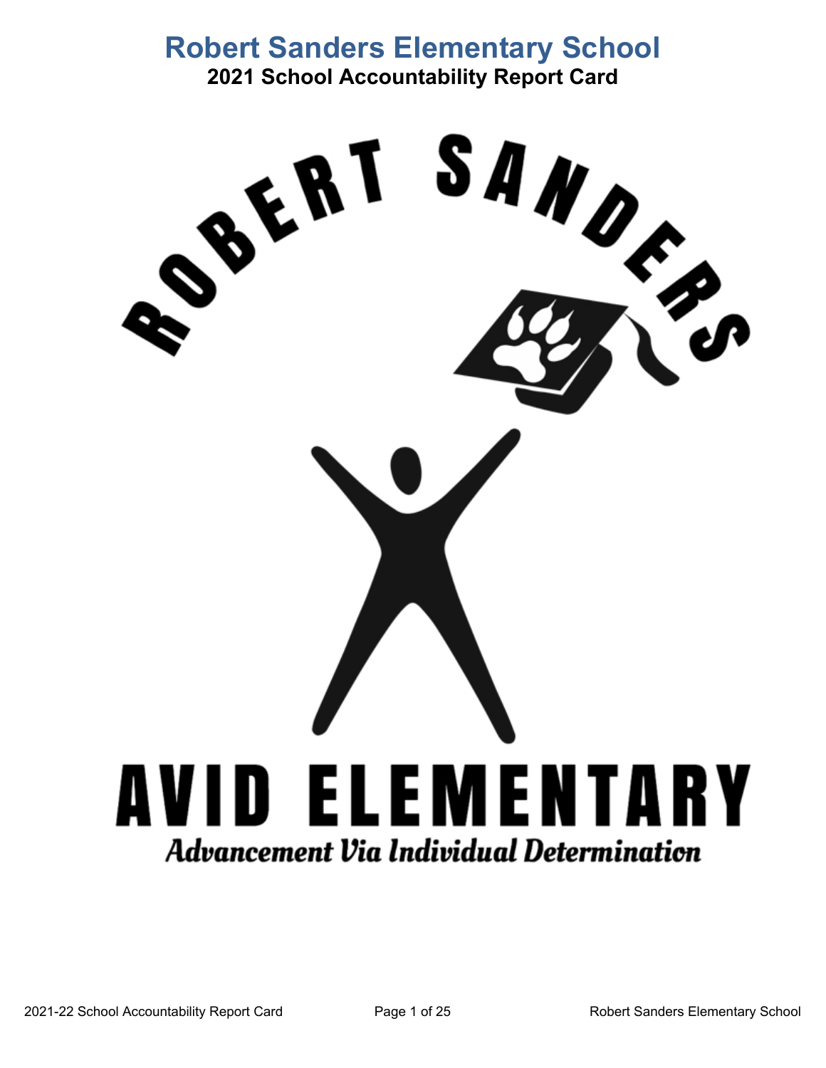# Robert Sanders Elementary School

## 2021 School Accountability Report Card

ROBERT SANDERS

AVID ELEMENTARY

*Advancement Via Individual Determination*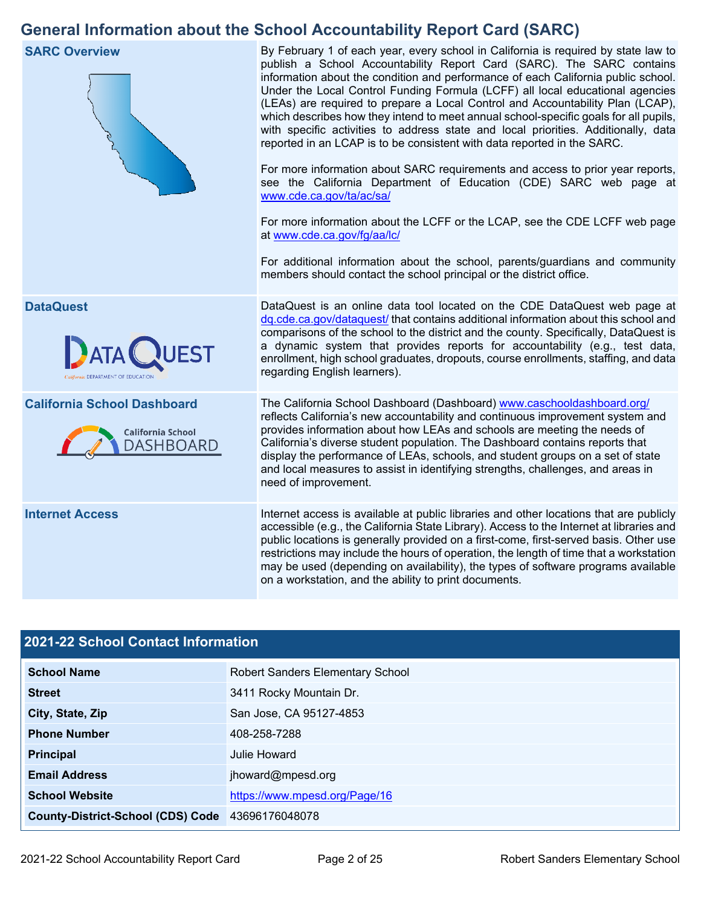## General Information about the School Accountability Report Card (SARC)

| | |
|---|---|
| **SARC Overview** | By February 1 of each year, every school in California is required by state law to publish a School Accountability Report Card (SARC). The SARC contains information about the condition and performance of each California public school. Under the Local Control Funding Formula (LCFF) all local educational agencies (LEAs) are required to prepare a Local Control and Accountability Plan (LCAP), which describes how they intend to meet annual school-specific goals for all pupils, with specific activities to address state and local priorities. Additionally, data reported in an LCAP is to be consistent with data reported in the SARC. For more information about SARC requirements and access to prior year reports, see the California Department of Education (CDE) SARC web page at www.cde.ca.gov/ta/ac/sa/ For more information about the LCFF or the LCAP, see the CDE LCFF web page at www.cde.ca.gov/fg/aa/lc/ For additional information about the school, parents/guardians and community members should contact the school principal or the district office. |
| **DataQuest** | DataQuest is an online data tool located on the CDE DataQuest web page at dq.cde.ca.gov/dataquest/ that contains additional information about this school and comparisons of the school to the district and the county. Specifically, DataQuest is a dynamic system that provides reports for accountability (e.g., test data, enrollment, high school graduates, dropouts, course enrollments, staffing, and data regarding English learners). |
| **California School Dashboard** | The California School Dashboard (Dashboard) www.caschooldashboard.org/ reflects California's new accountability and continuous improvement system and provides information about how LEAs and schools are meeting the needs of California's diverse student population. The Dashboard contains reports that display the performance of LEAs, schools, and student groups on a set of state and local measures to assist in identifying strengths, challenges, and areas in need of improvement. |
| **Internet Access** | Internet access is available at public libraries and other locations that are publicly accessible (e.g., the California State Library). Access to the Internet at libraries and public locations is generally provided on a first-come, first-served basis. Other use restrictions may include the hours of operation, the length of time that a workstation may be used (depending on availability), the types of software programs available on a workstation, and the ability to print documents. |

## 2021-22 School Contact Information

| | |
|---|---|
| **School Name** | Robert Sanders Elementary School |
| **Street** | 3411 Rocky Mountain Dr. |
| **City, State, Zip** | San Jose, CA 95127-4853 |
| **Phone Number** | 408-258-7288 |
| **Principal** | Julie Howard |
| **Email Address** | jhoward@mpesd.org |
| **School Website** | https://www.mpesd.org/Page/16 |
| **County-District-School (CDS) Code** | 43696176048078 |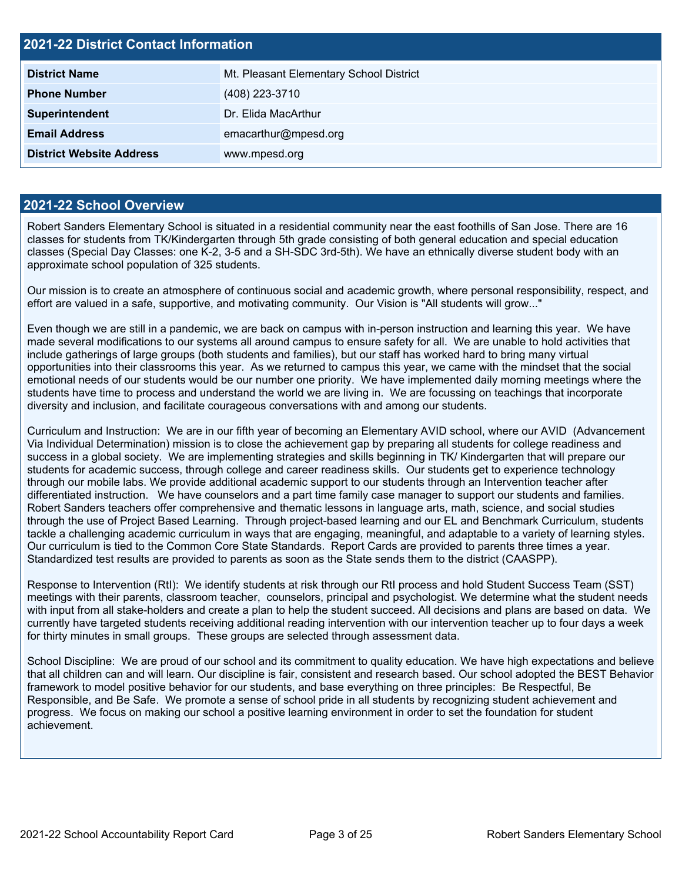## 2021-22 District Contact Information

| | |
|---|---|
| **District Name** | Mt. Pleasant Elementary School District |
| **Phone Number** | (408) 223-3710 |
| **Superintendent** | Dr. Elida MacArthur |
| **Email Address** | emacarthur@mpesd.org |
| **District Website Address** | www.mpesd.org |

## 2021-22 School Overview

Robert Sanders Elementary School is situated in a residential community near the east foothills of San Jose. There are 16 classes for students from TK/Kindergarten through 5th grade consisting of both general education and special education classes (Special Day Classes: one K-2, 3-5 and a SH-SDC 3rd-5th). We have an ethnically diverse student body with an approximate school population of 325 students.

Our mission is to create an atmosphere of continuous social and academic growth, where personal responsibility, respect, and effort are valued in a safe, supportive, and motivating community. Our Vision is "All students will grow..."

Even though we are still in a pandemic, we are back on campus with in-person instruction and learning this year. We have made several modifications to our systems all around campus to ensure safety for all. We are unable to hold activities that include gatherings of large groups (both students and families), but our staff has worked hard to bring many virtual opportunities into their classrooms this year. As we returned to campus this year, we came with the mindset that the social emotional needs of our students would be our number one priority. We have implemented daily morning meetings where the students have time to process and understand the world we are living in. We are focussing on teachings that incorporate diversity and inclusion, and facilitate courageous conversations with and among our students.

Curriculum and Instruction: We are in our fifth year of becoming an Elementary AVID school, where our AVID (Advancement Via Individual Determination) mission is to close the achievement gap by preparing all students for college readiness and success in a global society. We are implementing strategies and skills beginning in TK/ Kindergarten that will prepare our students for academic success, through college and career readiness skills. Our students get to experience technology through our mobile labs. We provide additional academic support to our students through an Intervention teacher after differentiated instruction. We have counselors and a part time family case manager to support our students and families. Robert Sanders teachers offer comprehensive and thematic lessons in language arts, math, science, and social studies through the use of Project Based Learning. Through project-based learning and our EL and Benchmark Curriculum, students tackle a challenging academic curriculum in ways that are engaging, meaningful, and adaptable to a variety of learning styles. Our curriculum is tied to the Common Core State Standards. Report Cards are provided to parents three times a year. Standardized test results are provided to parents as soon as the State sends them to the district (CAASPP).

Response to Intervention (RtI): We identify students at risk through our RtI process and hold Student Success Team (SST) meetings with their parents, classroom teacher, counselors, principal and psychologist. We determine what the student needs with input from all stake-holders and create a plan to help the student succeed. All decisions and plans are based on data. We currently have targeted students receiving additional reading intervention with our intervention teacher up to four days a week for thirty minutes in small groups. These groups are selected through assessment data.

School Discipline: We are proud of our school and its commitment to quality education. We have high expectations and believe that all children can and will learn. Our discipline is fair, consistent and research based. Our school adopted the BEST Behavior framework to model positive behavior for our students, and base everything on three principles: Be Respectful, Be Responsible, and Be Safe. We promote a sense of school pride in all students by recognizing student achievement and progress. We focus on making our school a positive learning environment in order to set the foundation for student achievement.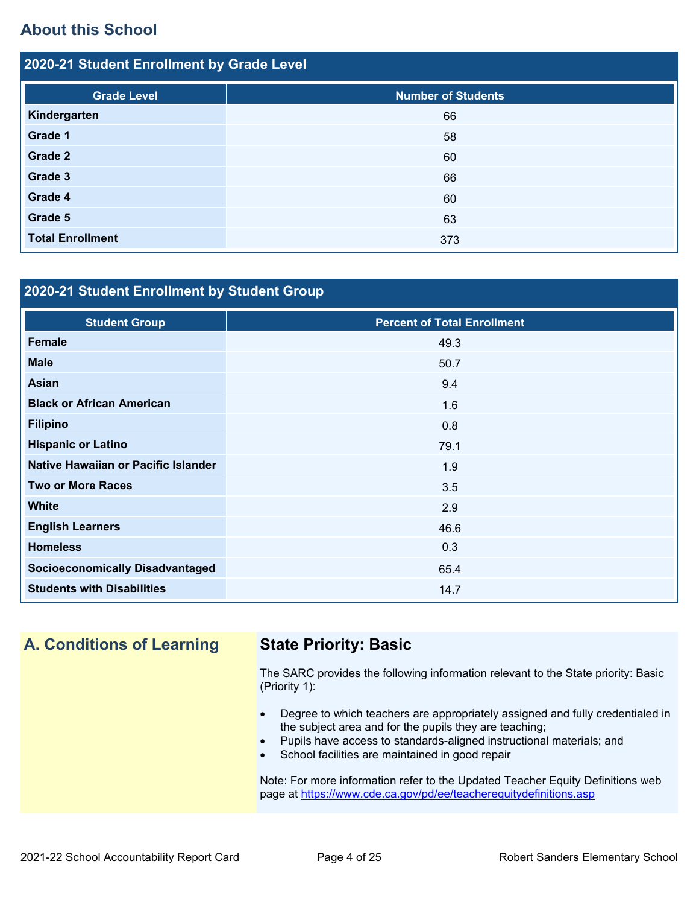## About this School

### 2020-21 Student Enrollment by Grade Level

| Grade Level | Number of Students |
|---|---|
| Kindergarten | 66 |
| Grade 1 | 58 |
| Grade 2 | 60 |
| Grade 3 | 66 |
| Grade 4 | 60 |
| Grade 5 | 63 |
| Total Enrollment | 373 |

### 2020-21 Student Enrollment by Student Group

| Student Group | Percent of Total Enrollment |
|---|---|
| Female | 49.3 |
| Male | 50.7 |
| Asian | 9.4 |
| Black or African American | 1.6 |
| Filipino | 0.8 |
| Hispanic or Latino | 79.1 |
| Native Hawaiian or Pacific Islander | 1.9 |
| Two or More Races | 3.5 |
| White | 2.9 |
| English Learners | 46.6 |
| Homeless | 0.3 |
| Socioeconomically Disadvantaged | 65.4 |
| Students with Disabilities | 14.7 |

## A. Conditions of Learning

### State Priority: Basic

The SARC provides the following information relevant to the State priority: Basic (Priority 1):

- Degree to which teachers are appropriately assigned and fully credentialed in the subject area and for the pupils they are teaching;
- Pupils have access to standards-aligned instructional materials; and
- School facilities are maintained in good repair

Note: For more information refer to the Updated Teacher Equity Definitions web page at https://www.cde.ca.gov/pd/ee/teacherequitydefinitions.asp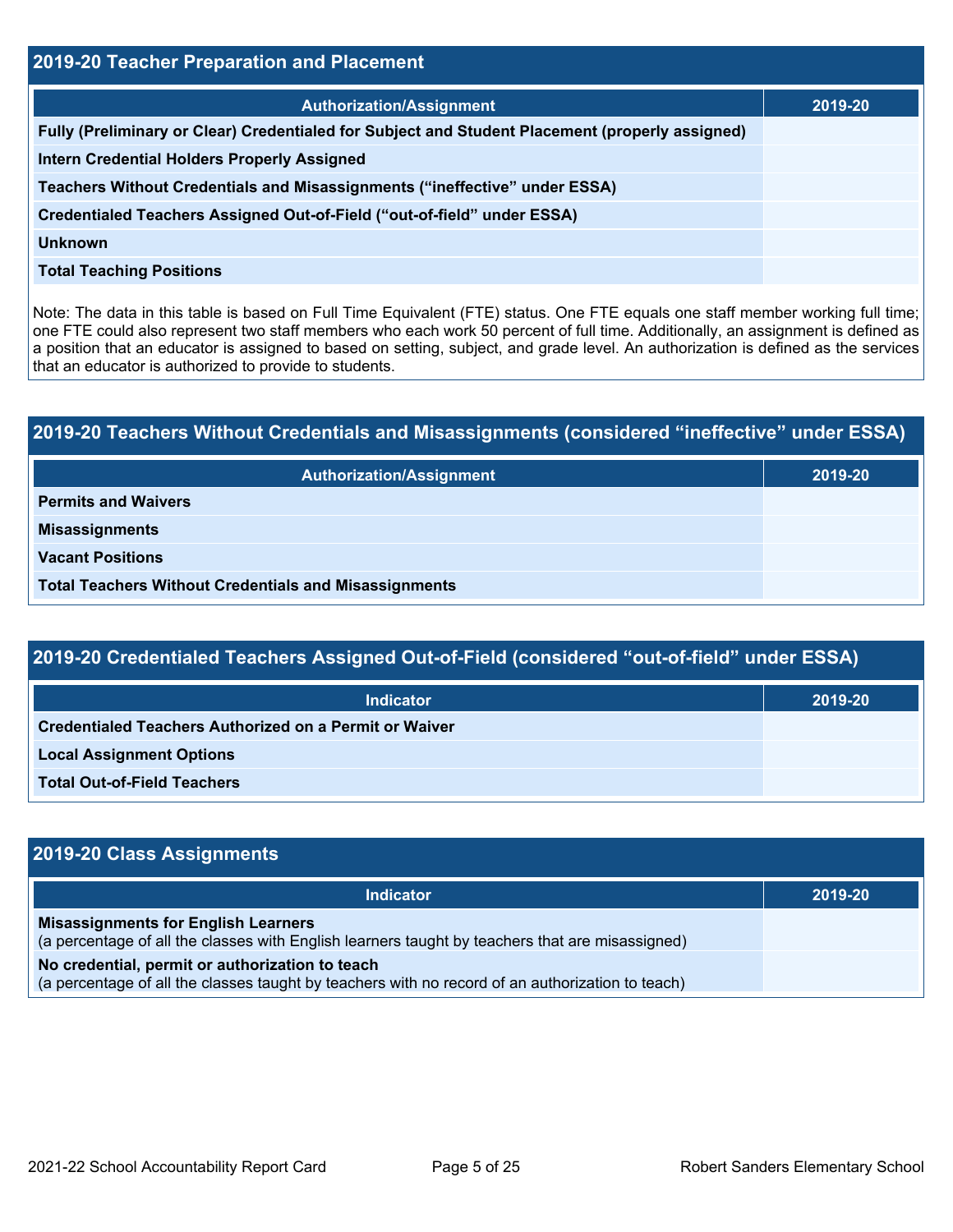## 2019-20 Teacher Preparation and Placement

| Authorization/Assignment | 2019-20 |
| --- | --- |
| Fully (Preliminary or Clear) Credentialed for Subject and Student Placement (properly assigned) | |
| Intern Credential Holders Properly Assigned | |
| Teachers Without Credentials and Misassignments (“ineffective” under ESSA) | |
| Credentialed Teachers Assigned Out-of-Field (“out-of-field” under ESSA) | |
| Unknown | |
| Total Teaching Positions | |

Note: The data in this table is based on Full Time Equivalent (FTE) status. One FTE equals one staff member working full time; one FTE could also represent two staff members who each work 50 percent of full time. Additionally, an assignment is defined as a position that an educator is assigned to based on setting, subject, and grade level. An authorization is defined as the services that an educator is authorized to provide to students.

## 2019-20 Teachers Without Credentials and Misassignments (considered “ineffective” under ESSA)

| Authorization/Assignment | 2019-20 |
| --- | --- |
| Permits and Waivers | |
| Misassignments | |
| Vacant Positions | |
| Total Teachers Without Credentials and Misassignments | |

## 2019-20 Credentialed Teachers Assigned Out-of-Field (considered “out-of-field” under ESSA)

| Indicator | 2019-20 |
| --- | --- |
| Credentialed Teachers Authorized on a Permit or Waiver | |
| Local Assignment Options | |
| Total Out-of-Field Teachers | |

## 2019-20 Class Assignments

| Indicator | 2019-20 |
| --- | --- |
| **Misassignments for English Learners** (a percentage of all the classes with English learners taught by teachers that are misassigned) | |
| **No credential, permit or authorization to teach** (a percentage of all the classes taught by teachers with no record of an authorization to teach) | |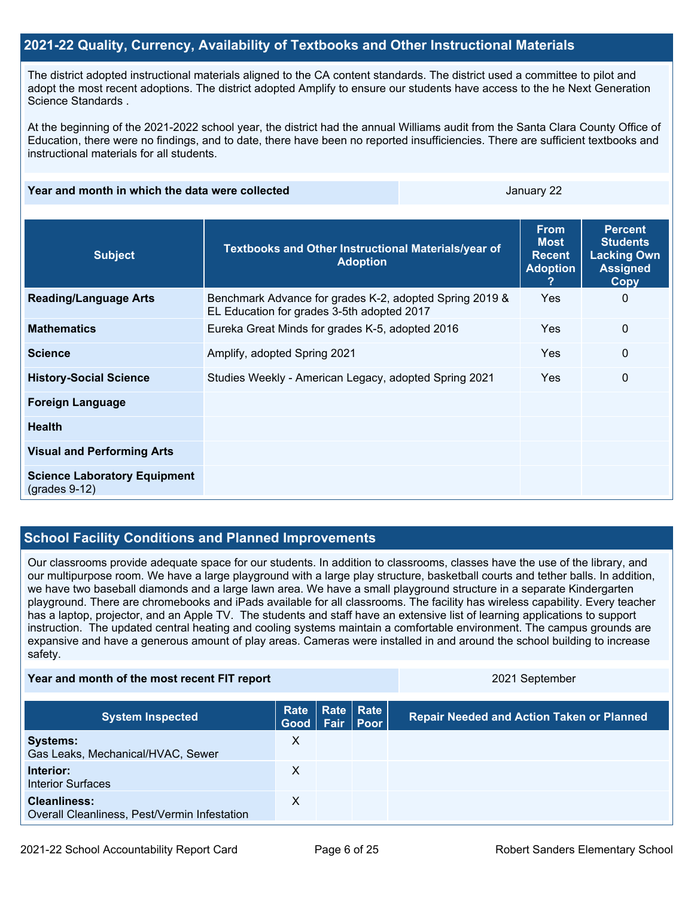## 2021-22 Quality, Currency, Availability of Textbooks and Other Instructional Materials

The district adopted instructional materials aligned to the CA content standards. The district used a committee to pilot and adopt the most recent adoptions. The district adopted Amplify to ensure our students have access to the he Next Generation Science Standards .

At the beginning of the 2021-2022 school year, the district had the annual Williams audit from the Santa Clara County Office of Education, there were no findings, and to date, there have been no reported insufficiencies. There are sufficient textbooks and instructional materials for all students.

| Year and month in which the data were collected | January 22 |
|---|---|

| Subject | Textbooks and Other Instructional Materials/year of Adoption | From Most Recent Adoption ? | Percent Students Lacking Own Assigned Copy |
|---|---|---|---|
| **Reading/Language Arts** | Benchmark Advance for grades K-2, adopted Spring 2019 & EL Education for grades 3-5th adopted 2017 | Yes | 0 |
| **Mathematics** | Eureka Great Minds for grades K-5, adopted 2016 | Yes | 0 |
| **Science** | Amplify, adopted Spring 2021 | Yes | 0 |
| **History-Social Science** | Studies Weekly - American Legacy, adopted Spring 2021 | Yes | 0 |
| **Foreign Language** | | | |
| **Health** | | | |
| **Visual and Performing Arts** | | | |
| **Science Laboratory Equipment** (grades 9-12) | | | |

## School Facility Conditions and Planned Improvements

Our classrooms provide adequate space for our students. In addition to classrooms, classes have the use of the library, and our multipurpose room. We have a large playground with a large play structure, basketball courts and tether balls. In addition, we have two baseball diamonds and a large lawn area. We have a small playground structure in a separate Kindergarten playground. There are chromebooks and iPads available for all classrooms. The facility has wireless capability. Every teacher has a laptop, projector, and an Apple TV. The students and staff have an extensive list of learning applications to support instruction. The updated central heating and cooling systems maintain a comfortable environment. The campus grounds are expansive and have a generous amount of play areas. Cameras were installed in and around the school building to increase safety.

| Year and month of the most recent FIT report | 2021 September |
|---|---|

| System Inspected | Rate Good | Rate Fair | Rate Poor | Repair Needed and Action Taken or Planned |
|---|---|---|---|---|
| **Systems:** Gas Leaks, Mechanical/HVAC, Sewer | X | | | |
| **Interior:** Interior Surfaces | X | | | |
| **Cleanliness:** Overall Cleanliness, Pest/Vermin Infestation | X | | | |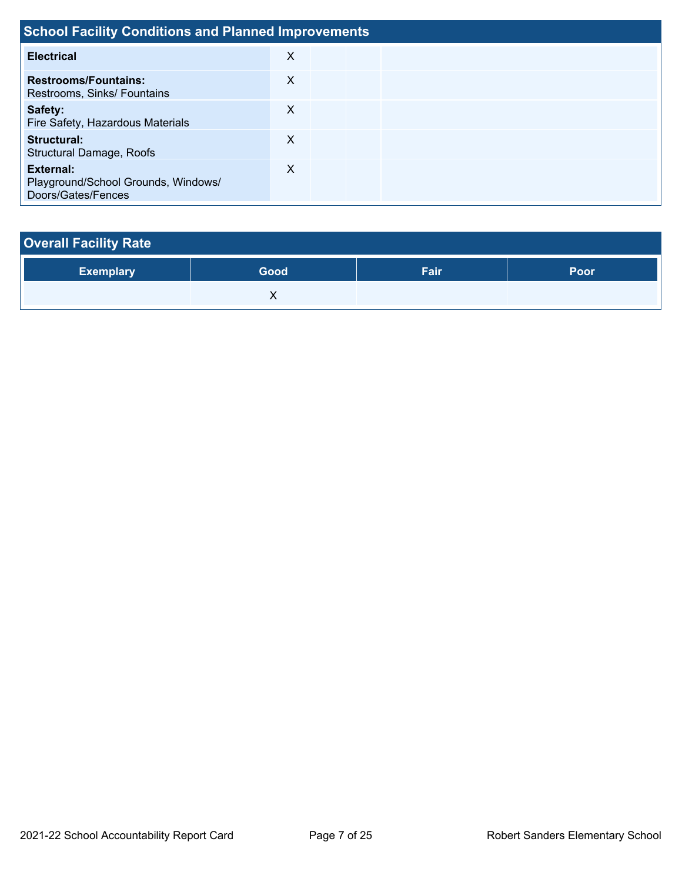## School Facility Conditions and Planned Improvements

| System Inspected | Good | Fair | Poor | Repair Needed and Action Taken or Planned |
|---|---|---|---|---|
| **Electrical** | X | | | |
| **Restrooms/Fountains:** Restrooms, Sinks/ Fountains | X | | | |
| **Safety:** Fire Safety, Hazardous Materials | X | | | |
| **Structural:** Structural Damage, Roofs | X | | | |
| **External:** Playground/School Grounds, Windows/ Doors/Gates/Fences | X | | | |

## Overall Facility Rate

| Exemplary | Good | Fair | Poor |
|---|---|---|---|
| | X | | |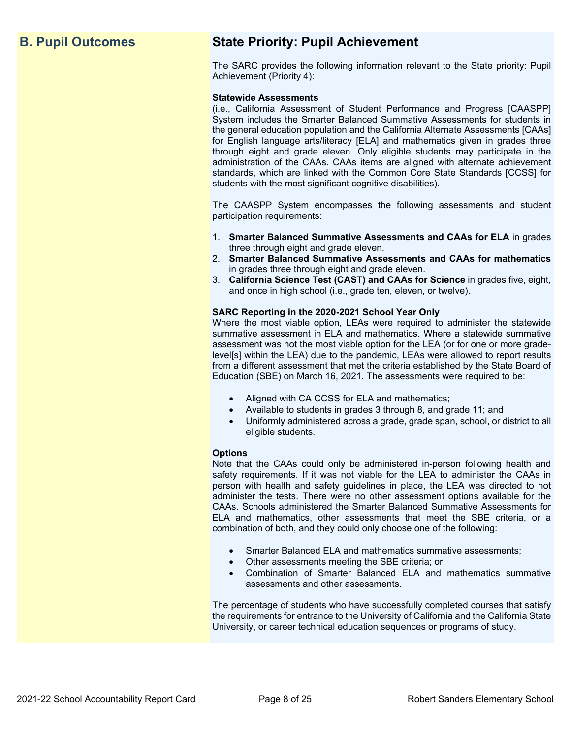## B. Pupil Outcomes

## State Priority: Pupil Achievement

The SARC provides the following information relevant to the State priority: Pupil Achievement (Priority 4):

**Statewide Assessments**
(i.e., California Assessment of Student Performance and Progress [CAASPP] System includes the Smarter Balanced Summative Assessments for students in the general education population and the California Alternate Assessments [CAAs] for English language arts/literacy [ELA] and mathematics given in grades three through eight and grade eleven. Only eligible students may participate in the administration of the CAAs. CAAs items are aligned with alternate achievement standards, which are linked with the Common Core State Standards [CCSS] for students with the most significant cognitive disabilities).

The CAASPP System encompasses the following assessments and student participation requirements:

1. **Smarter Balanced Summative Assessments and CAAs for ELA** in grades three through eight and grade eleven.
2. **Smarter Balanced Summative Assessments and CAAs for mathematics** in grades three through eight and grade eleven.
3. **California Science Test (CAST) and CAAs for Science** in grades five, eight, and once in high school (i.e., grade ten, eleven, or twelve).

**SARC Reporting in the 2020-2021 School Year Only**
Where the most viable option, LEAs were required to administer the statewide summative assessment in ELA and mathematics. Where a statewide summative assessment was not the most viable option for the LEA (or for one or more grade-level[s] within the LEA) due to the pandemic, LEAs were allowed to report results from a different assessment that met the criteria established by the State Board of Education (SBE) on March 16, 2021. The assessments were required to be:

- Aligned with CA CCSS for ELA and mathematics;
- Available to students in grades 3 through 8, and grade 11; and
- Uniformly administered across a grade, grade span, school, or district to all eligible students.

**Options**
Note that the CAAs could only be administered in-person following health and safety requirements. If it was not viable for the LEA to administer the CAAs in person with health and safety guidelines in place, the LEA was directed to not administer the tests. There were no other assessment options available for the CAAs. Schools administered the Smarter Balanced Summative Assessments for ELA and mathematics, other assessments that meet the SBE criteria, or a combination of both, and they could only choose one of the following:

- Smarter Balanced ELA and mathematics summative assessments;
- Other assessments meeting the SBE criteria; or
- Combination of Smarter Balanced ELA and mathematics summative assessments and other assessments.

The percentage of students who have successfully completed courses that satisfy the requirements for entrance to the University of California and the California State University, or career technical education sequences or programs of study.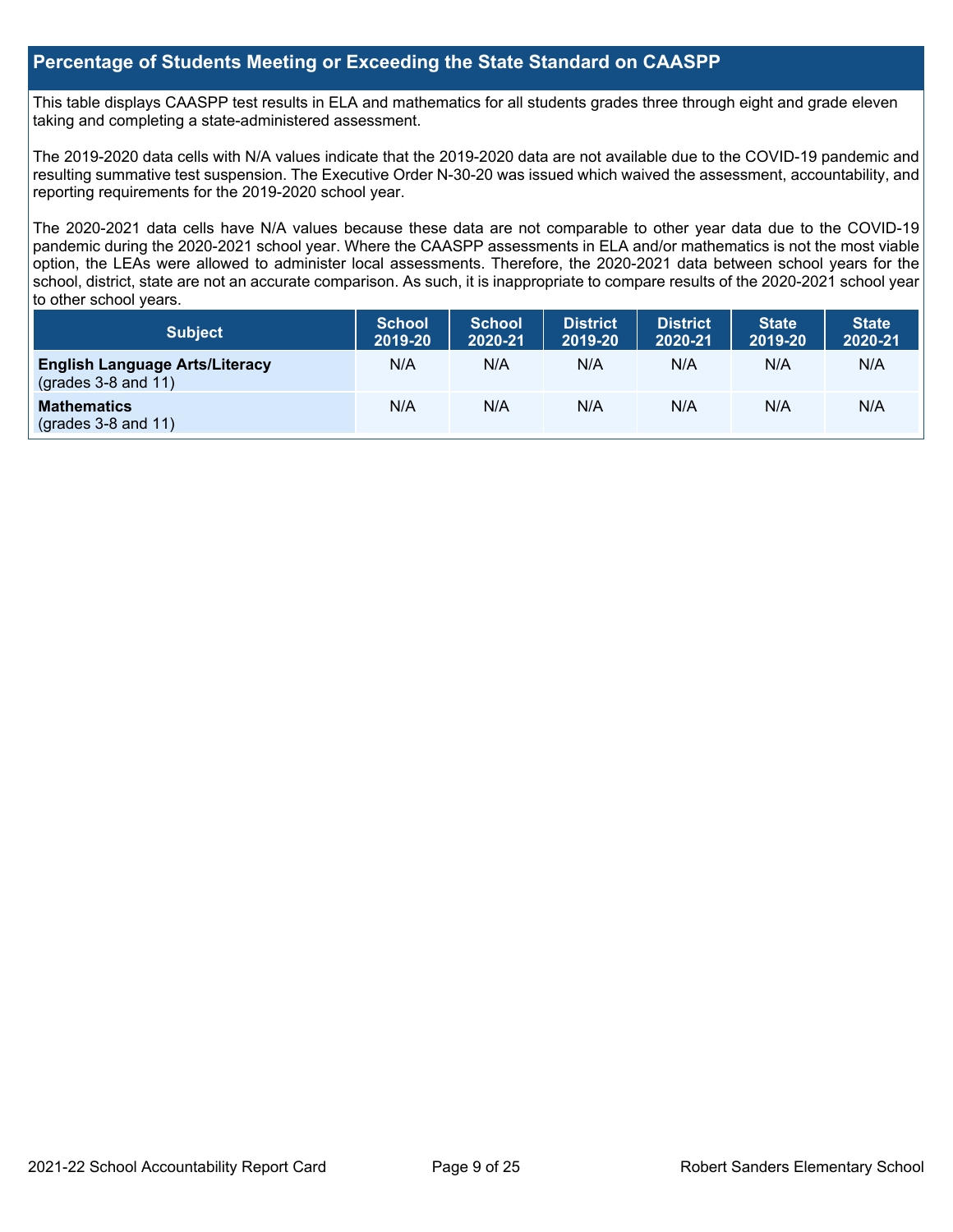## Percentage of Students Meeting or Exceeding the State Standard on CAASPP

This table displays CAASPP test results in ELA and mathematics for all students grades three through eight and grade eleven taking and completing a state-administered assessment.

The 2019-2020 data cells with N/A values indicate that the 2019-2020 data are not available due to the COVID-19 pandemic and resulting summative test suspension. The Executive Order N-30-20 was issued which waived the assessment, accountability, and reporting requirements for the 2019-2020 school year.

The 2020-2021 data cells have N/A values because these data are not comparable to other year data due to the COVID-19 pandemic during the 2020-2021 school year. Where the CAASPP assessments in ELA and/or mathematics is not the most viable option, the LEAs were allowed to administer local assessments. Therefore, the 2020-2021 data between school years for the school, district, state are not an accurate comparison. As such, it is inappropriate to compare results of the 2020-2021 school year to other school years.

| Subject | School 2019-20 | School 2020-21 | District 2019-20 | District 2020-21 | State 2019-20 | State 2020-21 |
|---|---|---|---|---|---|---|
| **English Language Arts/Literacy** (grades 3-8 and 11) | N/A | N/A | N/A | N/A | N/A | N/A |
| **Mathematics** (grades 3-8 and 11) | N/A | N/A | N/A | N/A | N/A | N/A |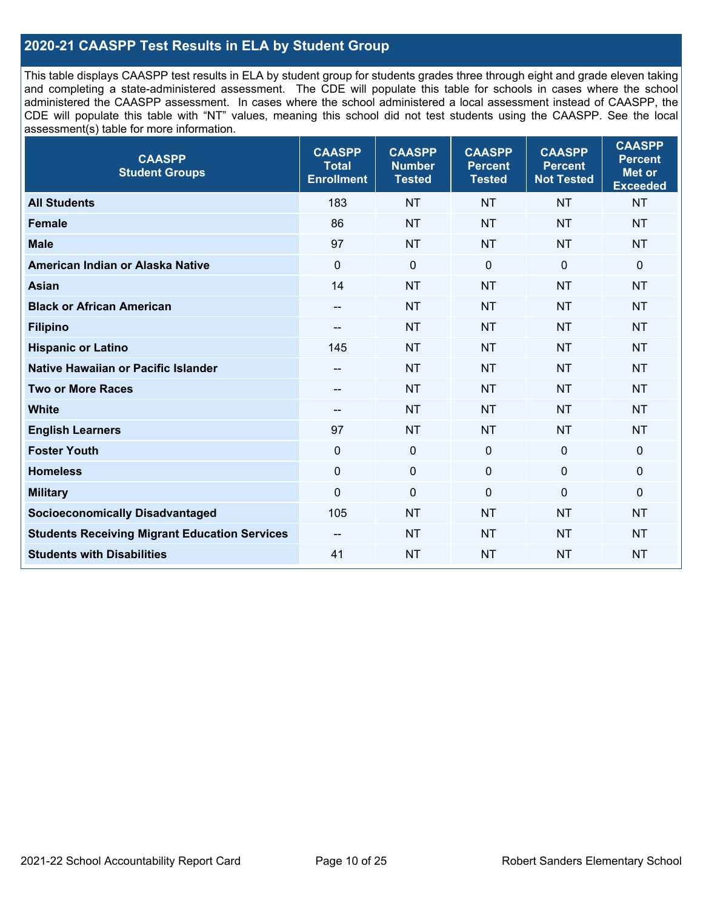## 2020-21 CAASPP Test Results in ELA by Student Group

This table displays CAASPP test results in ELA by student group for students grades three through eight and grade eleven taking and completing a state-administered assessment. The CDE will populate this table for schools in cases where the school administered the CAASPP assessment. In cases where the school administered a local assessment instead of CAASPP, the CDE will populate this table with "NT" values, meaning this school did not test students using the CAASPP. See the local assessment(s) table for more information.

| CAASPP Student Groups | CAASPP Total Enrollment | CAASPP Number Tested | CAASPP Percent Tested | CAASPP Percent Not Tested | CAASPP Percent Met or Exceeded |
|---|---|---|---|---|---|
| **All Students** | 183 | NT | NT | NT | NT |
| **Female** | 86 | NT | NT | NT | NT |
| **Male** | 97 | NT | NT | NT | NT |
| **American Indian or Alaska Native** | 0 | 0 | 0 | 0 | 0 |
| **Asian** | 14 | NT | NT | NT | NT |
| **Black or African American** | -- | NT | NT | NT | NT |
| **Filipino** | -- | NT | NT | NT | NT |
| **Hispanic or Latino** | 145 | NT | NT | NT | NT |
| **Native Hawaiian or Pacific Islander** | -- | NT | NT | NT | NT |
| **Two or More Races** | -- | NT | NT | NT | NT |
| **White** | -- | NT | NT | NT | NT |
| **English Learners** | 97 | NT | NT | NT | NT |
| **Foster Youth** | 0 | 0 | 0 | 0 | 0 |
| **Homeless** | 0 | 0 | 0 | 0 | 0 |
| **Military** | 0 | 0 | 0 | 0 | 0 |
| **Socioeconomically Disadvantaged** | 105 | NT | NT | NT | NT |
| **Students Receiving Migrant Education Services** | -- | NT | NT | NT | NT |
| **Students with Disabilities** | 41 | NT | NT | NT | NT |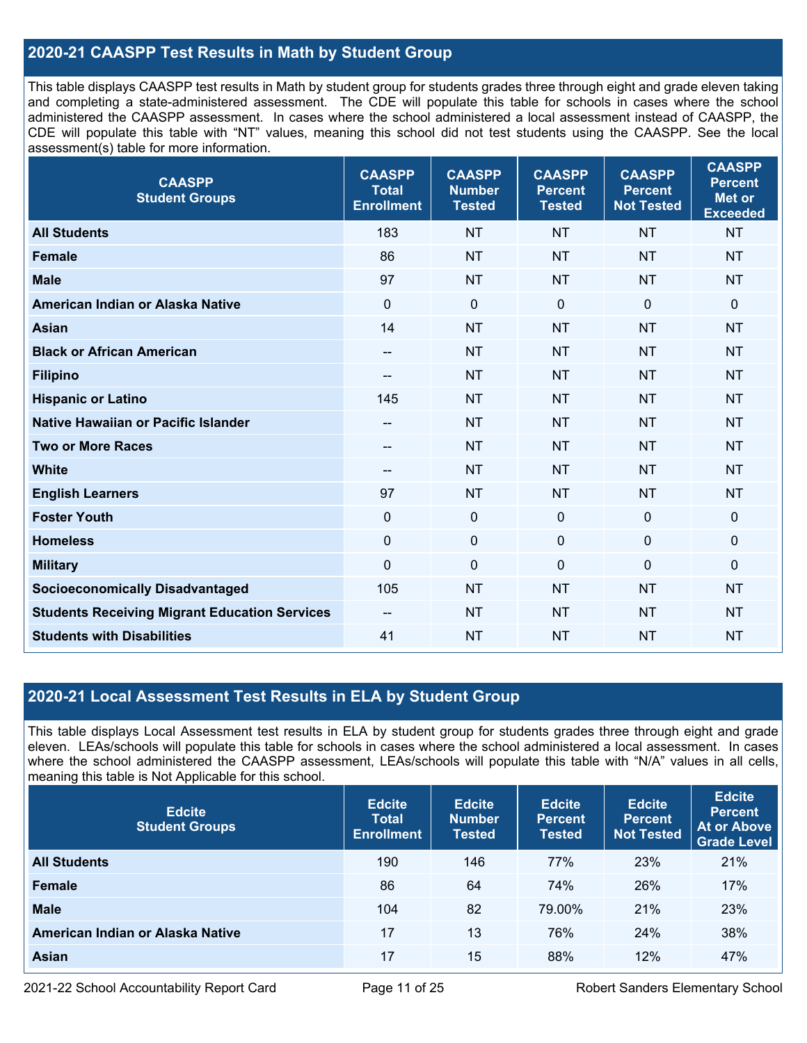## 2020-21 CAASPP Test Results in Math by Student Group

This table displays CAASPP test results in Math by student group for students grades three through eight and grade eleven taking and completing a state-administered assessment. The CDE will populate this table for schools in cases where the school administered the CAASPP assessment. In cases where the school administered a local assessment instead of CAASPP, the CDE will populate this table with "NT" values, meaning this school did not test students using the CAASPP. See the local assessment(s) table for more information.

| CAASPP Student Groups | CAASPP Total Enrollment | CAASPP Number Tested | CAASPP Percent Tested | CAASPP Percent Not Tested | CAASPP Percent Met or Exceeded |
|---|---|---|---|---|---|
| **All Students** | 183 | NT | NT | NT | NT |
| **Female** | 86 | NT | NT | NT | NT |
| **Male** | 97 | NT | NT | NT | NT |
| **American Indian or Alaska Native** | 0 | 0 | 0 | 0 | 0 |
| **Asian** | 14 | NT | NT | NT | NT |
| **Black or African American** | -- | NT | NT | NT | NT |
| **Filipino** | -- | NT | NT | NT | NT |
| **Hispanic or Latino** | 145 | NT | NT | NT | NT |
| **Native Hawaiian or Pacific Islander** | -- | NT | NT | NT | NT |
| **Two or More Races** | -- | NT | NT | NT | NT |
| **White** | -- | NT | NT | NT | NT |
| **English Learners** | 97 | NT | NT | NT | NT |
| **Foster Youth** | 0 | 0 | 0 | 0 | 0 |
| **Homeless** | 0 | 0 | 0 | 0 | 0 |
| **Military** | 0 | 0 | 0 | 0 | 0 |
| **Socioeconomically Disadvantaged** | 105 | NT | NT | NT | NT |
| **Students Receiving Migrant Education Services** | -- | NT | NT | NT | NT |
| **Students with Disabilities** | 41 | NT | NT | NT | NT |

## 2020-21 Local Assessment Test Results in ELA by Student Group

This table displays Local Assessment test results in ELA by student group for students grades three through eight and grade eleven. LEAs/schools will populate this table for schools in cases where the school administered a local assessment. In cases where the school administered the CAASPP assessment, LEAs/schools will populate this table with "N/A" values in all cells, meaning this table is Not Applicable for this school.

| Edcite Student Groups | Edcite Total Enrollment | Edcite Number Tested | Edcite Percent Tested | Edcite Percent Not Tested | Edcite Percent At or Above Grade Level |
|---|---|---|---|---|---|
| **All Students** | 190 | 146 | 77% | 23% | 21% |
| **Female** | 86 | 64 | 74% | 26% | 17% |
| **Male** | 104 | 82 | 79.00% | 21% | 23% |
| **American Indian or Alaska Native** | 17 | 13 | 76% | 24% | 38% |
| **Asian** | 17 | 15 | 88% | 12% | 47% |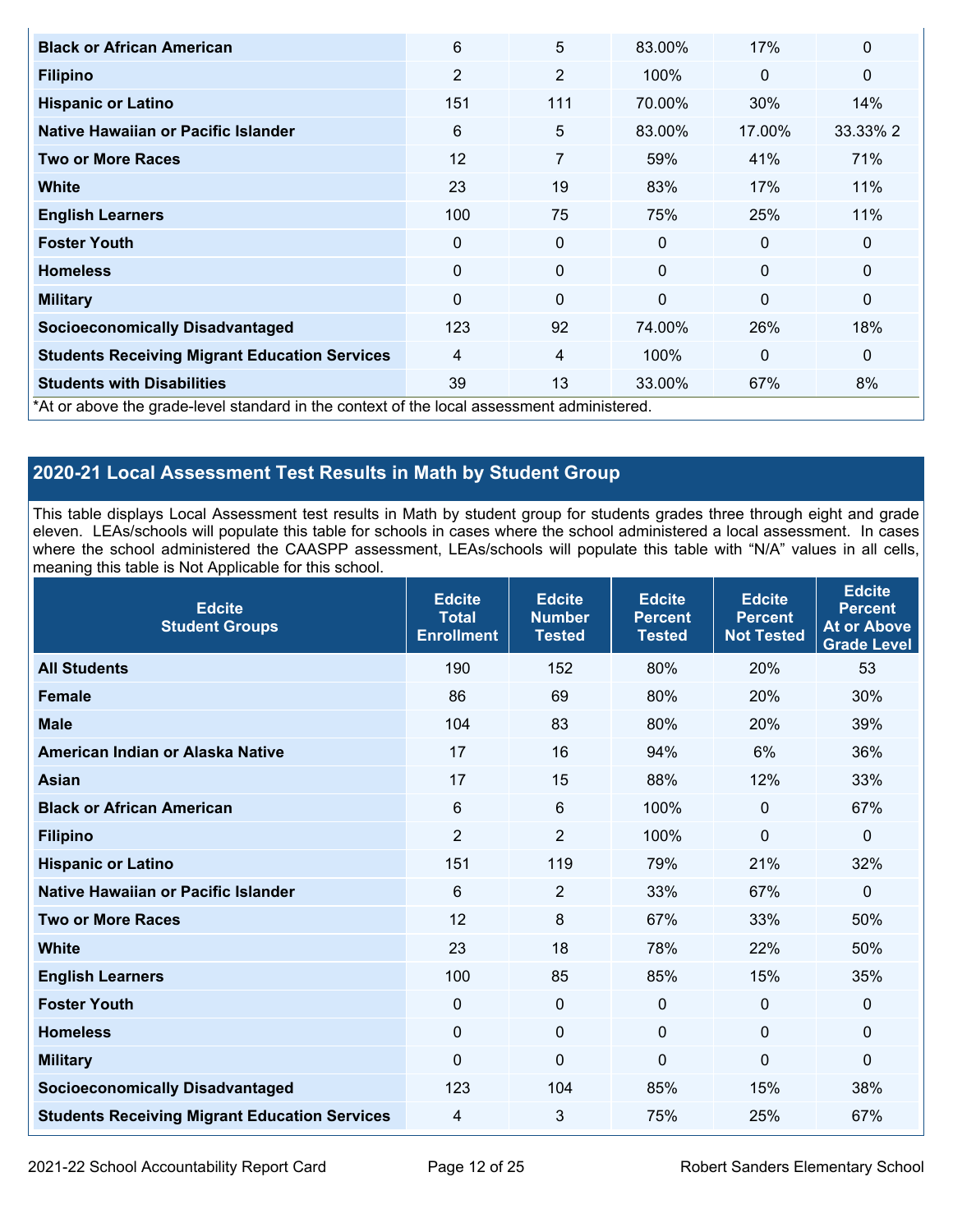| | | | | | |
|---|---|---|---|---|---|
| **Black or African American** | 6 | 5 | 83.00% | 17% | 0 |
| **Filipino** | 2 | 2 | 100% | 0 | 0 |
| **Hispanic or Latino** | 151 | 111 | 70.00% | 30% | 14% |
| **Native Hawaiian or Pacific Islander** | 6 | 5 | 83.00% | 17.00% | 33.33% 2 |
| **Two or More Races** | 12 | 7 | 59% | 41% | 71% |
| **White** | 23 | 19 | 83% | 17% | 11% |
| **English Learners** | 100 | 75 | 75% | 25% | 11% |
| **Foster Youth** | 0 | 0 | 0 | 0 | 0 |
| **Homeless** | 0 | 0 | 0 | 0 | 0 |
| **Military** | 0 | 0 | 0 | 0 | 0 |
| **Socioeconomically Disadvantaged** | 123 | 92 | 74.00% | 26% | 18% |
| **Students Receiving Migrant Education Services** | 4 | 4 | 100% | 0 | 0 |
| **Students with Disabilities** | 39 | 13 | 33.00% | 67% | 8% |

*At or above the grade-level standard in the context of the local assessment administered.

## 2020-21 Local Assessment Test Results in Math by Student Group

This table displays Local Assessment test results in Math by student group for students grades three through eight and grade eleven. LEAs/schools will populate this table for schools in cases where the school administered a local assessment. In cases where the school administered the CAASPP assessment, LEAs/schools will populate this table with "N/A" values in all cells, meaning this table is Not Applicable for this school.

| Edcite Student Groups | Edcite Total Enrollment | Edcite Number Tested | Edcite Percent Tested | Edcite Percent Not Tested | Edcite Percent At or Above Grade Level |
|---|---|---|---|---|---|
| **All Students** | 190 | 152 | 80% | 20% | 53 |
| **Female** | 86 | 69 | 80% | 20% | 30% |
| **Male** | 104 | 83 | 80% | 20% | 39% |
| **American Indian or Alaska Native** | 17 | 16 | 94% | 6% | 36% |
| **Asian** | 17 | 15 | 88% | 12% | 33% |
| **Black or African American** | 6 | 6 | 100% | 0 | 67% |
| **Filipino** | 2 | 2 | 100% | 0 | 0 |
| **Hispanic or Latino** | 151 | 119 | 79% | 21% | 32% |
| **Native Hawaiian or Pacific Islander** | 6 | 2 | 33% | 67% | 0 |
| **Two or More Races** | 12 | 8 | 67% | 33% | 50% |
| **White** | 23 | 18 | 78% | 22% | 50% |
| **English Learners** | 100 | 85 | 85% | 15% | 35% |
| **Foster Youth** | 0 | 0 | 0 | 0 | 0 |
| **Homeless** | 0 | 0 | 0 | 0 | 0 |
| **Military** | 0 | 0 | 0 | 0 | 0 |
| **Socioeconomically Disadvantaged** | 123 | 104 | 85% | 15% | 38% |
| **Students Receiving Migrant Education Services** | 4 | 3 | 75% | 25% | 67% |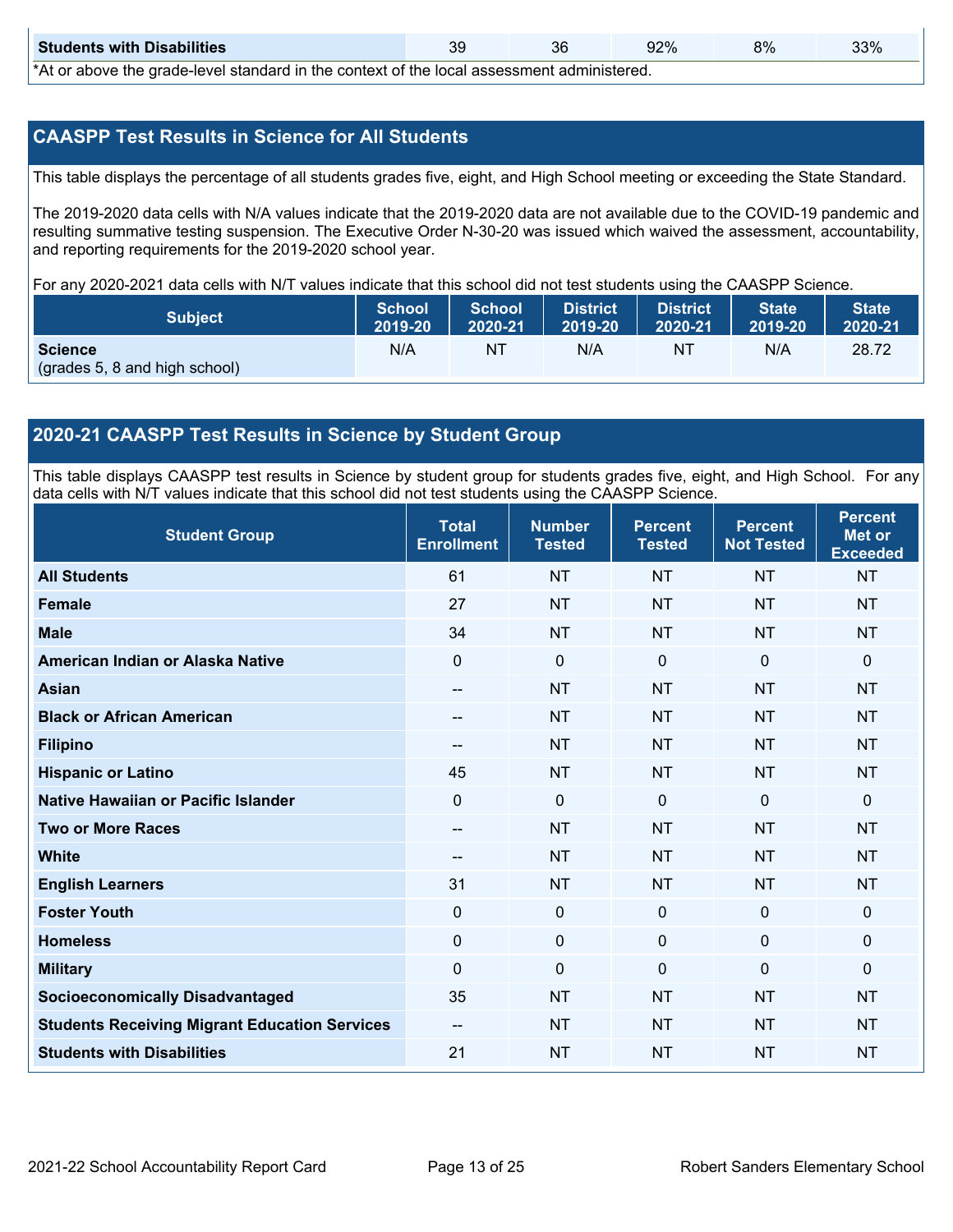| Students with Disabilities | 39 | 36 | 92% | 8% | 33% |
|---|---|---|---|---|---|

*At or above the grade-level standard in the context of the local assessment administered.

## CAASPP Test Results in Science for All Students

This table displays the percentage of all students grades five, eight, and High School meeting or exceeding the State Standard.

The 2019-2020 data cells with N/A values indicate that the 2019-2020 data are not available due to the COVID-19 pandemic and resulting summative testing suspension. The Executive Order N-30-20 was issued which waived the assessment, accountability, and reporting requirements for the 2019-2020 school year.

For any 2020-2021 data cells with N/T values indicate that this school did not test students using the CAASPP Science.

| Subject | School 2019-20 | School 2020-21 | District 2019-20 | District 2020-21 | State 2019-20 | State 2020-21 |
|---|---|---|---|---|---|---|
| **Science** (grades 5, 8 and high school) | N/A | NT | N/A | NT | N/A | 28.72 |

## 2020-21 CAASPP Test Results in Science by Student Group

This table displays CAASPP test results in Science by student group for students grades five, eight, and High School. For any data cells with N/T values indicate that this school did not test students using the CAASPP Science.

| Student Group | Total Enrollment | Number Tested | Percent Tested | Percent Not Tested | Percent Met or Exceeded |
|---|---|---|---|---|---|
| **All Students** | 61 | NT | NT | NT | NT |
| **Female** | 27 | NT | NT | NT | NT |
| **Male** | 34 | NT | NT | NT | NT |
| **American Indian or Alaska Native** | 0 | 0 | 0 | 0 | 0 |
| **Asian** | -- | NT | NT | NT | NT |
| **Black or African American** | -- | NT | NT | NT | NT |
| **Filipino** | -- | NT | NT | NT | NT |
| **Hispanic or Latino** | 45 | NT | NT | NT | NT |
| **Native Hawaiian or Pacific Islander** | 0 | 0 | 0 | 0 | 0 |
| **Two or More Races** | -- | NT | NT | NT | NT |
| **White** | -- | NT | NT | NT | NT |
| **English Learners** | 31 | NT | NT | NT | NT |
| **Foster Youth** | 0 | 0 | 0 | 0 | 0 |
| **Homeless** | 0 | 0 | 0 | 0 | 0 |
| **Military** | 0 | 0 | 0 | 0 | 0 |
| **Socioeconomically Disadvantaged** | 35 | NT | NT | NT | NT |
| **Students Receiving Migrant Education Services** | -- | NT | NT | NT | NT |
| **Students with Disabilities** | 21 | NT | NT | NT | NT |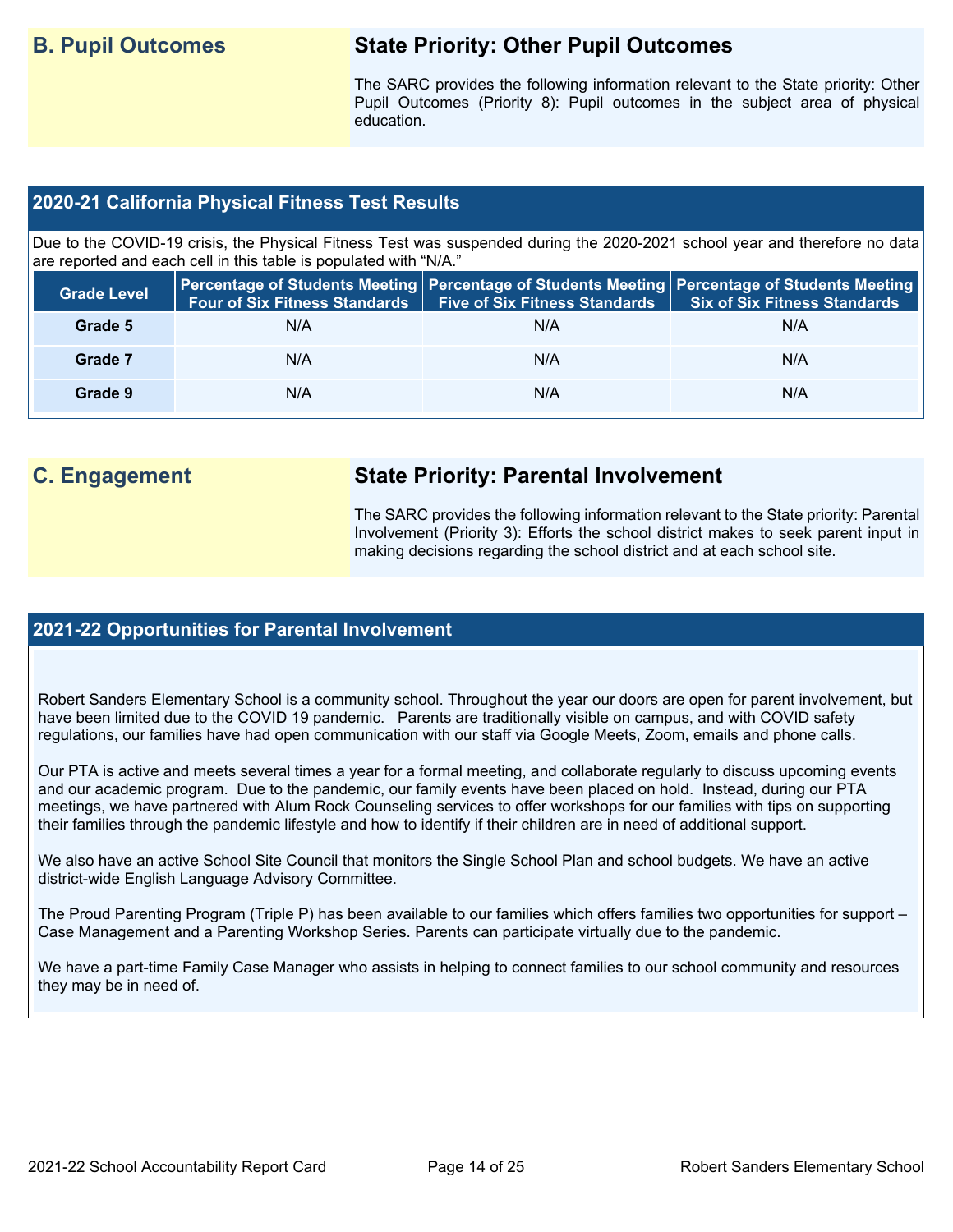## B. Pupil Outcomes

### State Priority: Other Pupil Outcomes

The SARC provides the following information relevant to the State priority: Other Pupil Outcomes (Priority 8): Pupil outcomes in the subject area of physical education.

### 2020-21 California Physical Fitness Test Results

Due to the COVID-19 crisis, the Physical Fitness Test was suspended during the 2020-2021 school year and therefore no data are reported and each cell in this table is populated with "N/A."

| Grade Level | Percentage of Students Meeting Four of Six Fitness Standards | Percentage of Students Meeting Five of Six Fitness Standards | Percentage of Students Meeting Six of Six Fitness Standards |
|---|---|---|---|
| Grade 5 | N/A | N/A | N/A |
| Grade 7 | N/A | N/A | N/A |
| Grade 9 | N/A | N/A | N/A |

## C. Engagement

### State Priority: Parental Involvement

The SARC provides the following information relevant to the State priority: Parental Involvement (Priority 3): Efforts the school district makes to seek parent input in making decisions regarding the school district and at each school site.

### 2021-22 Opportunities for Parental Involvement

Robert Sanders Elementary School is a community school. Throughout the year our doors are open for parent involvement, but have been limited due to the COVID 19 pandemic. Parents are traditionally visible on campus, and with COVID safety regulations, our families have had open communication with our staff via Google Meets, Zoom, emails and phone calls.

Our PTA is active and meets several times a year for a formal meeting, and collaborate regularly to discuss upcoming events and our academic program. Due to the pandemic, our family events have been placed on hold. Instead, during our PTA meetings, we have partnered with Alum Rock Counseling services to offer workshops for our families with tips on supporting their families through the pandemic lifestyle and how to identify if their children are in need of additional support.

We also have an active School Site Council that monitors the Single School Plan and school budgets. We have an active district-wide English Language Advisory Committee.

The Proud Parenting Program (Triple P) has been available to our families which offers families two opportunities for support – Case Management and a Parenting Workshop Series. Parents can participate virtually due to the pandemic.

We have a part-time Family Case Manager who assists in helping to connect families to our school community and resources they may be in need of.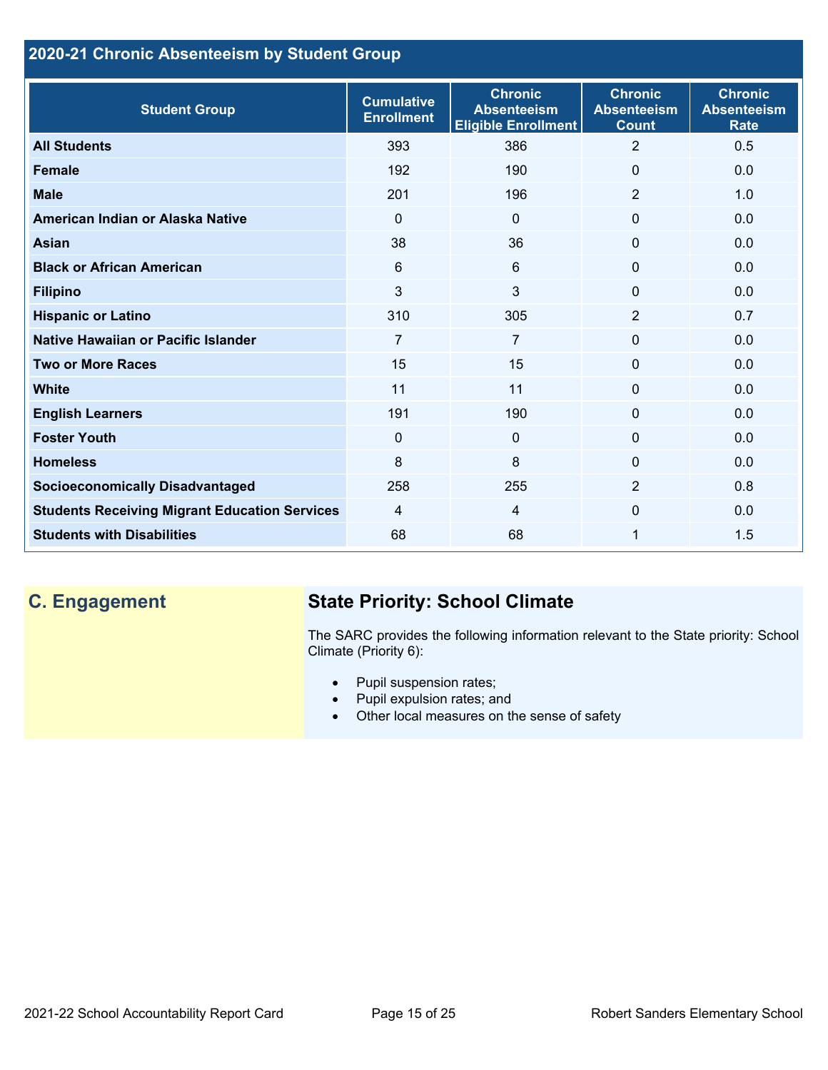## 2020-21 Chronic Absenteeism by Student Group

| Student Group | Cumulative Enrollment | Chronic Absenteeism Eligible Enrollment | Chronic Absenteeism Count | Chronic Absenteeism Rate |
|---|---|---|---|---|
| **All Students** | 393 | 386 | 2 | 0.5 |
| **Female** | 192 | 190 | 0 | 0.0 |
| **Male** | 201 | 196 | 2 | 1.0 |
| **American Indian or Alaska Native** | 0 | 0 | 0 | 0.0 |
| **Asian** | 38 | 36 | 0 | 0.0 |
| **Black or African American** | 6 | 6 | 0 | 0.0 |
| **Filipino** | 3 | 3 | 0 | 0.0 |
| **Hispanic or Latino** | 310 | 305 | 2 | 0.7 |
| **Native Hawaiian or Pacific Islander** | 7 | 7 | 0 | 0.0 |
| **Two or More Races** | 15 | 15 | 0 | 0.0 |
| **White** | 11 | 11 | 0 | 0.0 |
| **English Learners** | 191 | 190 | 0 | 0.0 |
| **Foster Youth** | 0 | 0 | 0 | 0.0 |
| **Homeless** | 8 | 8 | 0 | 0.0 |
| **Socioeconomically Disadvantaged** | 258 | 255 | 2 | 0.8 |
| **Students Receiving Migrant Education Services** | 4 | 4 | 0 | 0.0 |
| **Students with Disabilities** | 68 | 68 | 1 | 1.5 |

## C. Engagement

### State Priority: School Climate

The SARC provides the following information relevant to the State priority: School Climate (Priority 6):

- Pupil suspension rates;
- Pupil expulsion rates; and
- Other local measures on the sense of safety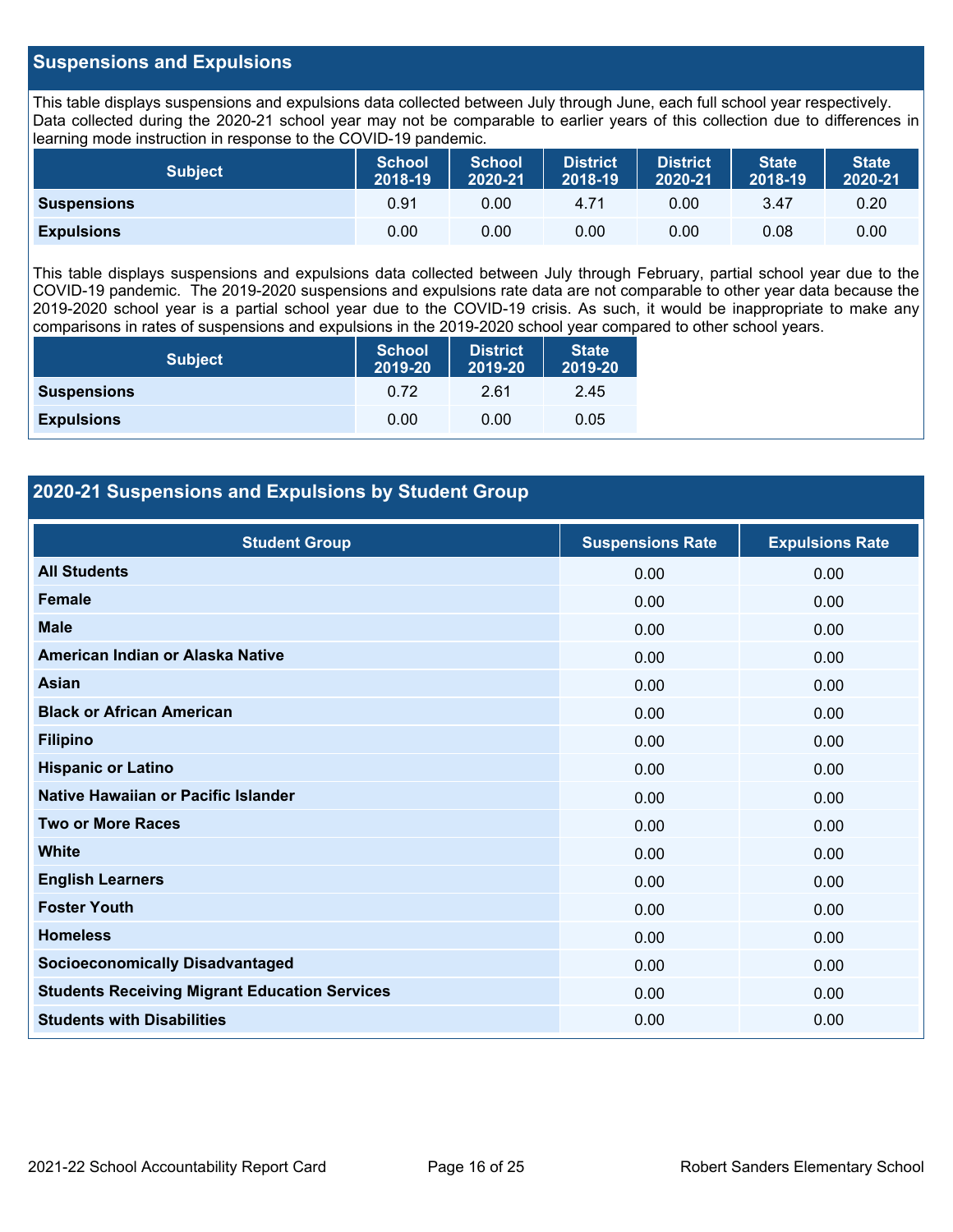## Suspensions and Expulsions

This table displays suspensions and expulsions data collected between July through June, each full school year respectively. Data collected during the 2020-21 school year may not be comparable to earlier years of this collection due to differences in learning mode instruction in response to the COVID-19 pandemic.

| Subject | School 2018-19 | School 2020-21 | District 2018-19 | District 2020-21 | State 2018-19 | State 2020-21 |
|---|---|---|---|---|---|---|
| **Suspensions** | 0.91 | 0.00 | 4.71 | 0.00 | 3.47 | 0.20 |
| **Expulsions** | 0.00 | 0.00 | 0.00 | 0.00 | 0.08 | 0.00 |

This table displays suspensions and expulsions data collected between July through February, partial school year due to the COVID-19 pandemic. The 2019-2020 suspensions and expulsions rate data are not comparable to other year data because the 2019-2020 school year is a partial school year due to the COVID-19 crisis. As such, it would be inappropriate to make any comparisons in rates of suspensions and expulsions in the 2019-2020 school year compared to other school years.

| Subject | School 2019-20 | District 2019-20 | State 2019-20 |
|---|---|---|---|
| **Suspensions** | 0.72 | 2.61 | 2.45 |
| **Expulsions** | 0.00 | 0.00 | 0.05 |

## 2020-21 Suspensions and Expulsions by Student Group

| Student Group | Suspensions Rate | Expulsions Rate |
|---|---|---|
| **All Students** | 0.00 | 0.00 |
| **Female** | 0.00 | 0.00 |
| **Male** | 0.00 | 0.00 |
| **American Indian or Alaska Native** | 0.00 | 0.00 |
| **Asian** | 0.00 | 0.00 |
| **Black or African American** | 0.00 | 0.00 |
| **Filipino** | 0.00 | 0.00 |
| **Hispanic or Latino** | 0.00 | 0.00 |
| **Native Hawaiian or Pacific Islander** | 0.00 | 0.00 |
| **Two or More Races** | 0.00 | 0.00 |
| **White** | 0.00 | 0.00 |
| **English Learners** | 0.00 | 0.00 |
| **Foster Youth** | 0.00 | 0.00 |
| **Homeless** | 0.00 | 0.00 |
| **Socioeconomically Disadvantaged** | 0.00 | 0.00 |
| **Students Receiving Migrant Education Services** | 0.00 | 0.00 |
| **Students with Disabilities** | 0.00 | 0.00 |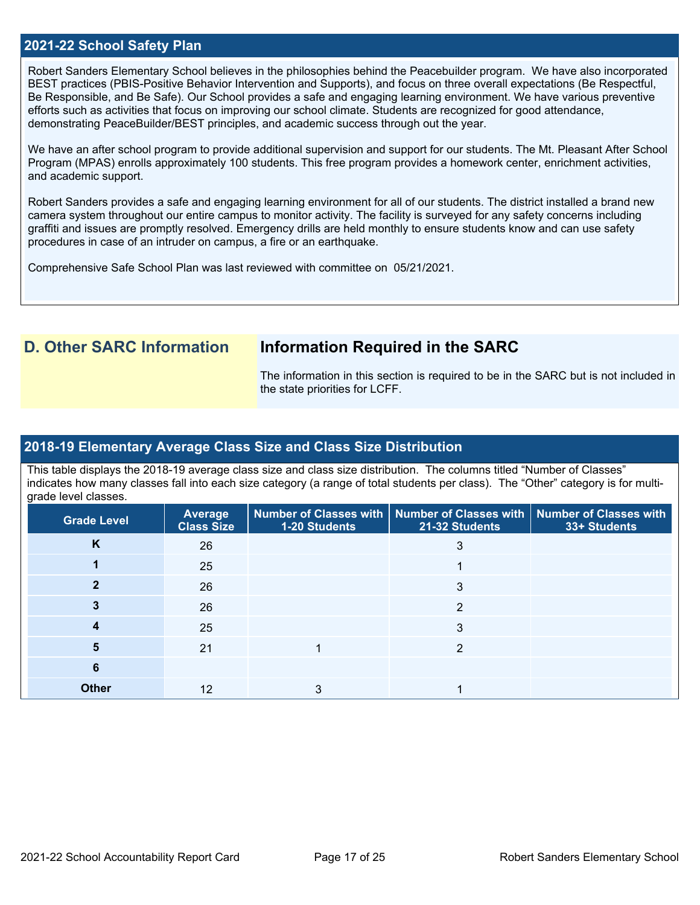## 2021-22 School Safety Plan

Robert Sanders Elementary School believes in the philosophies behind the Peacebuilder program. We have also incorporated BEST practices (PBIS-Positive Behavior Intervention and Supports), and focus on three overall expectations (Be Respectful, Be Responsible, and Be Safe). Our School provides a safe and engaging learning environment. We have various preventive efforts such as activities that focus on improving our school climate. Students are recognized for good attendance, demonstrating PeaceBuilder/BEST principles, and academic success through out the year.

We have an after school program to provide additional supervision and support for our students. The Mt. Pleasant After School Program (MPAS) enrolls approximately 100 students. This free program provides a homework center, enrichment activities, and academic support.

Robert Sanders provides a safe and engaging learning environment for all of our students. The district installed a brand new camera system throughout our entire campus to monitor activity. The facility is surveyed for any safety concerns including graffiti and issues are promptly resolved. Emergency drills are held monthly to ensure students know and can use safety procedures in case of an intruder on campus, a fire or an earthquake.

Comprehensive Safe School Plan was last reviewed with committee on 05/21/2021.

# D. Other SARC Information

## Information Required in the SARC

The information in this section is required to be in the SARC but is not included in the state priorities for LCFF.

## 2018-19 Elementary Average Class Size and Class Size Distribution

This table displays the 2018-19 average class size and class size distribution. The columns titled "Number of Classes" indicates how many classes fall into each size category (a range of total students per class). The "Other" category is for multi-grade level classes.

| Grade Level | Average Class Size | Number of Classes with 1-20 Students | Number of Classes with 21-32 Students | Number of Classes with 33+ Students |
|---|---|---|---|---|
| K | 26 | | 3 | |
| 1 | 25 | | 1 | |
| 2 | 26 | | 3 | |
| 3 | 26 | | 2 | |
| 4 | 25 | | 3 | |
| 5 | 21 | 1 | 2 | |
| 6 | | | | |
| Other | 12 | 3 | 1 | |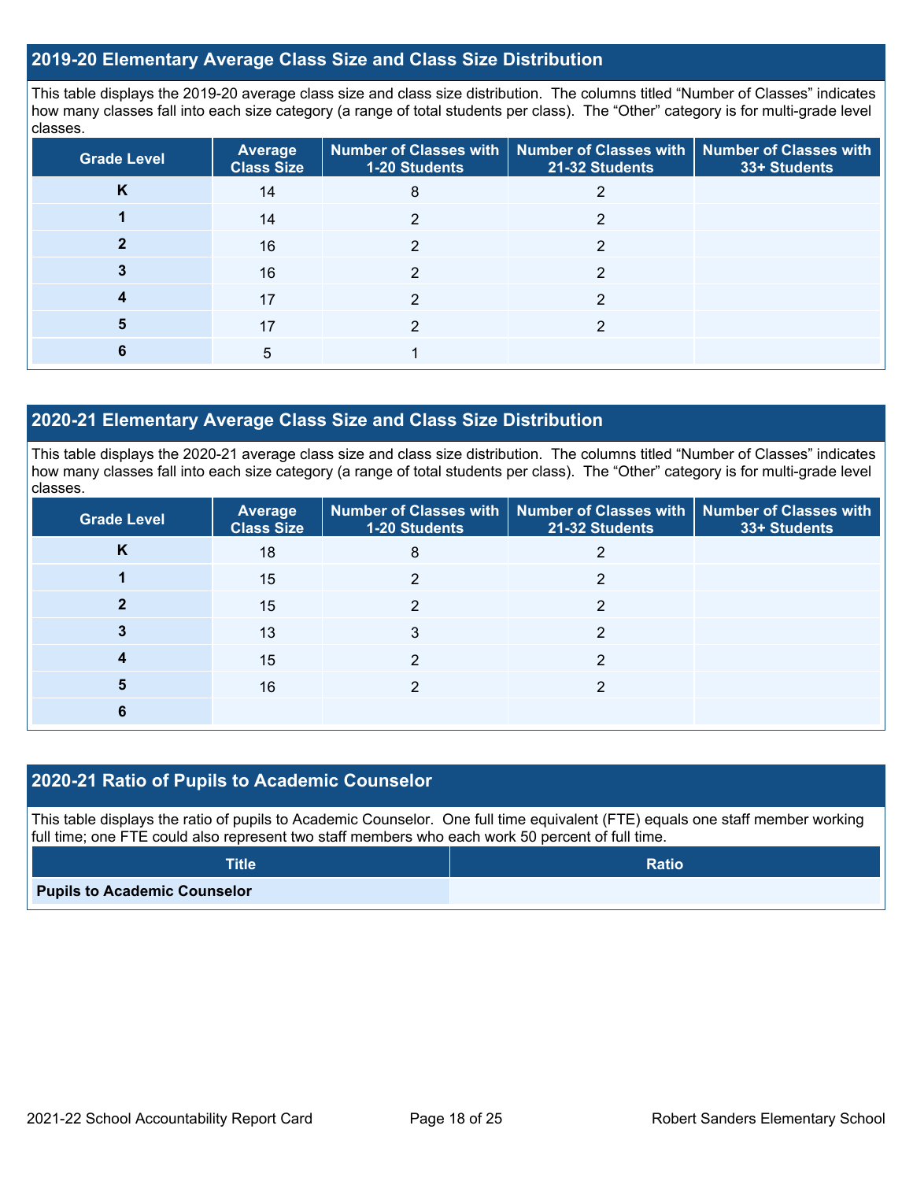## 2019-20 Elementary Average Class Size and Class Size Distribution

This table displays the 2019-20 average class size and class size distribution. The columns titled "Number of Classes" indicates how many classes fall into each size category (a range of total students per class). The "Other" category is for multi-grade level classes.

| Grade Level | Average Class Size | Number of Classes with 1-20 Students | Number of Classes with 21-32 Students | Number of Classes with 33+ Students |
|---|---|---|---|---|
| K | 14 | 8 | 2 | |
| 1 | 14 | 2 | 2 | |
| 2 | 16 | 2 | 2 | |
| 3 | 16 | 2 | 2 | |
| 4 | 17 | 2 | 2 | |
| 5 | 17 | 2 | 2 | |
| 6 | 5 | 1 | | |

## 2020-21 Elementary Average Class Size and Class Size Distribution

This table displays the 2020-21 average class size and class size distribution. The columns titled "Number of Classes" indicates how many classes fall into each size category (a range of total students per class). The "Other" category is for multi-grade level classes.

| Grade Level | Average Class Size | Number of Classes with 1-20 Students | Number of Classes with 21-32 Students | Number of Classes with 33+ Students |
|---|---|---|---|---|
| K | 18 | 8 | 2 | |
| 1 | 15 | 2 | 2 | |
| 2 | 15 | 2 | 2 | |
| 3 | 13 | 3 | 2 | |
| 4 | 15 | 2 | 2 | |
| 5 | 16 | 2 | 2 | |
| 6 | | | | |

## 2020-21 Ratio of Pupils to Academic Counselor

This table displays the ratio of pupils to Academic Counselor. One full time equivalent (FTE) equals one staff member working full time; one FTE could also represent two staff members who each work 50 percent of full time.

| Title | Ratio |
|---|---|
| Pupils to Academic Counselor | |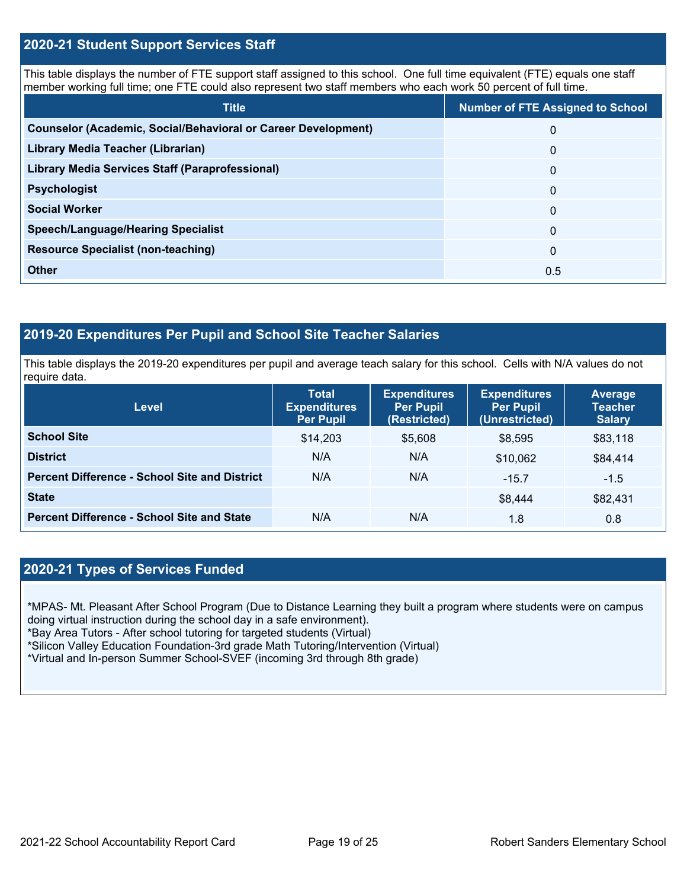## 2020-21 Student Support Services Staff

This table displays the number of FTE support staff assigned to this school. One full time equivalent (FTE) equals one staff member working full time; one FTE could also represent two staff members who each work 50 percent of full time.

| Title | Number of FTE Assigned to School |
| --- | --- |
| **Counselor (Academic, Social/Behavioral or Career Development)** | 0 |
| **Library Media Teacher (Librarian)** | 0 |
| **Library Media Services Staff (Paraprofessional)** | 0 |
| **Psychologist** | 0 |
| **Social Worker** | 0 |
| **Speech/Language/Hearing Specialist** | 0 |
| **Resource Specialist (non-teaching)** | 0 |
| **Other** | 0.5 |

## 2019-20 Expenditures Per Pupil and School Site Teacher Salaries

This table displays the 2019-20 expenditures per pupil and average teach salary for this school. Cells with N/A values do not require data.

| Level | Total Expenditures Per Pupil | Expenditures Per Pupil (Restricted) | Expenditures Per Pupil (Unrestricted) | Average Teacher Salary |
| --- | --- | --- | --- | --- |
| **School Site** | $14,203 | $5,608 | $8,595 | $83,118 |
| **District** | N/A | N/A | $10,062 | $84,414 |
| **Percent Difference - School Site and District** | N/A | N/A | -15.7 | -1.5 |
| **State** | | | $8,444 | $82,431 |
| **Percent Difference - School Site and State** | N/A | N/A | 1.8 | 0.8 |

## 2020-21 Types of Services Funded

*MPAS- Mt. Pleasant After School Program (Due to Distance Learning they built a program where students were on campus doing virtual instruction during the school day in a safe environment).
*Bay Area Tutors - After school tutoring for targeted students (Virtual)
*Silicon Valley Education Foundation-3rd grade Math Tutoring/Intervention (Virtual)
*Virtual and In-person Summer School-SVEF (incoming 3rd through 8th grade)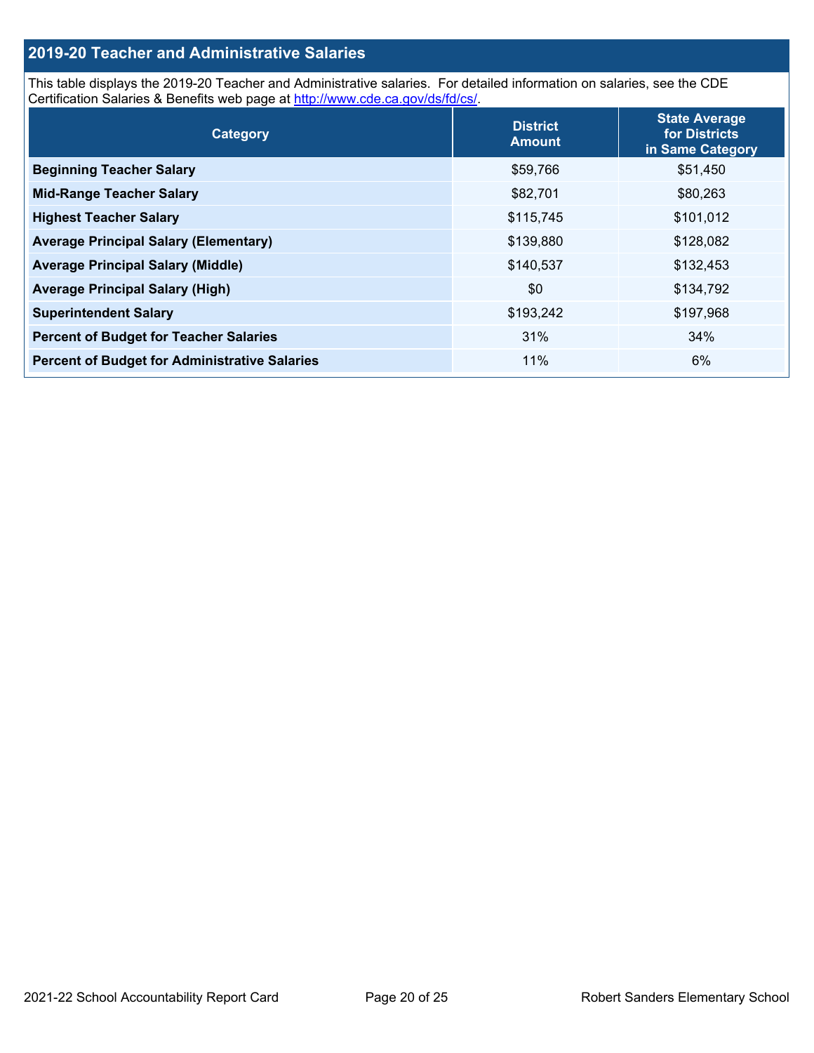## 2019-20 Teacher and Administrative Salaries

This table displays the 2019-20 Teacher and Administrative salaries. For detailed information on salaries, see the CDE Certification Salaries & Benefits web page at http://www.cde.ca.gov/ds/fd/cs/.

| Category | District Amount | State Average for Districts in Same Category |
|---|---|---|
| Beginning Teacher Salary | $59,766 | $51,450 |
| Mid-Range Teacher Salary | $82,701 | $80,263 |
| Highest Teacher Salary | $115,745 | $101,012 |
| Average Principal Salary (Elementary) | $139,880 | $128,082 |
| Average Principal Salary (Middle) | $140,537 | $132,453 |
| Average Principal Salary (High) | $0 | $134,792 |
| Superintendent Salary | $193,242 | $197,968 |
| Percent of Budget for Teacher Salaries | 31% | 34% |
| Percent of Budget for Administrative Salaries | 11% | 6% |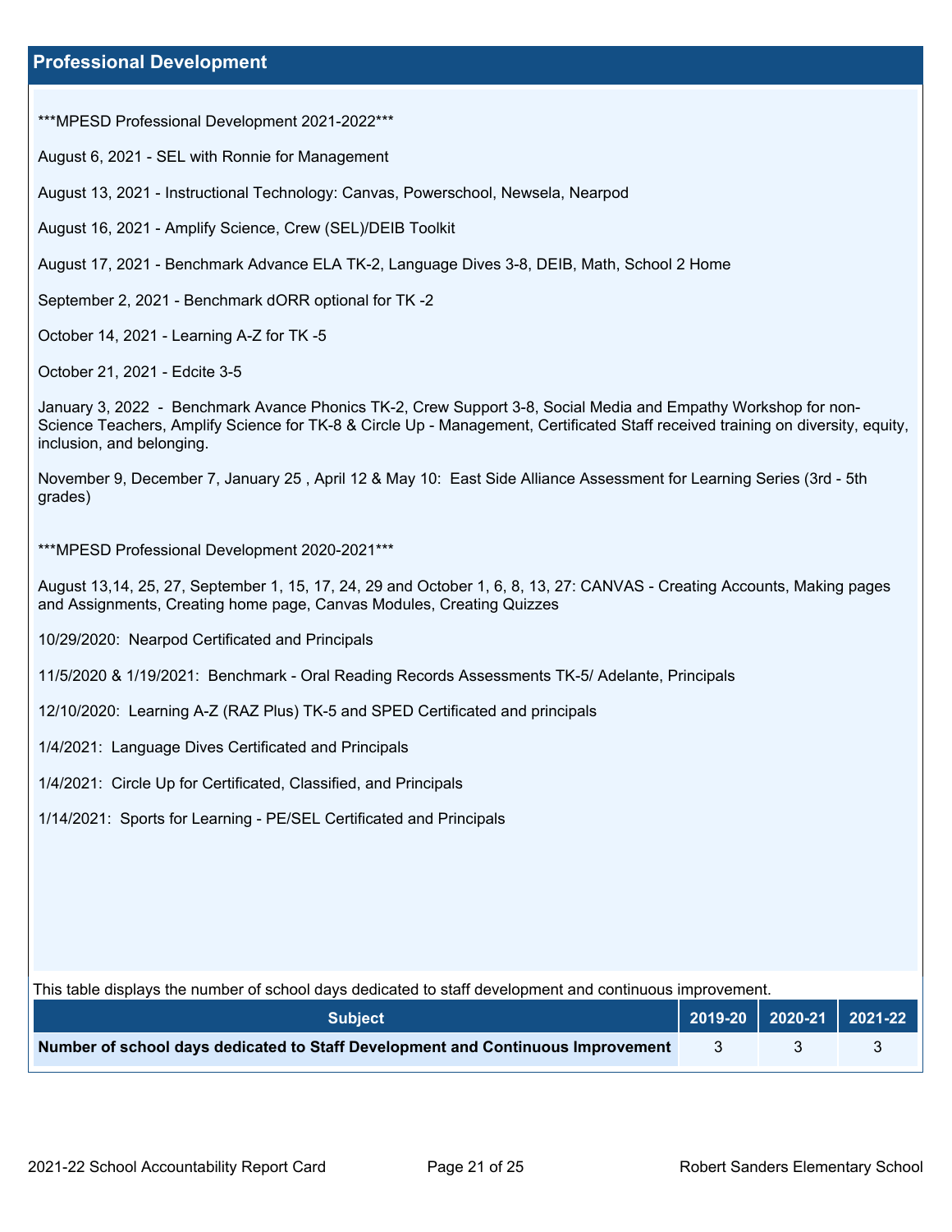## Professional Development

***MPESD Professional Development 2021-2022***

August 6, 2021 - SEL with Ronnie for Management

August 13, 2021 - Instructional Technology: Canvas, Powerschool, Newsela, Nearpod

August 16, 2021 - Amplify Science, Crew (SEL)/DEIB Toolkit

August 17, 2021 - Benchmark Advance ELA TK-2, Language Dives 3-8, DEIB, Math, School 2 Home

September 2, 2021 - Benchmark dORR optional for TK -2

October 14, 2021 - Learning A-Z for TK -5

October 21, 2021 - Edcite 3-5

January 3, 2022 - Benchmark Avance Phonics TK-2, Crew Support 3-8, Social Media and Empathy Workshop for non-Science Teachers, Amplify Science for TK-8 & Circle Up - Management, Certificated Staff received training on diversity, equity, inclusion, and belonging.

November 9, December 7, January 25 , April 12 & May 10: East Side Alliance Assessment for Learning Series (3rd - 5th grades)

***MPESD Professional Development 2020-2021***

August 13,14, 25, 27, September 1, 15, 17, 24, 29 and October 1, 6, 8, 13, 27: CANVAS - Creating Accounts, Making pages and Assignments, Creating home page, Canvas Modules, Creating Quizzes

10/29/2020: Nearpod Certificated and Principals

11/5/2020 & 1/19/2021: Benchmark - Oral Reading Records Assessments TK-5/ Adelante, Principals

12/10/2020: Learning A-Z (RAZ Plus) TK-5 and SPED Certificated and principals

1/4/2021: Language Dives Certificated and Principals

1/4/2021: Circle Up for Certificated, Classified, and Principals

1/14/2021: Sports for Learning - PE/SEL Certificated and Principals

This table displays the number of school days dedicated to staff development and continuous improvement.

| Subject | 2019-20 | 2020-21 | 2021-22 |
|---|---|---|---|
| **Number of school days dedicated to Staff Development and Continuous Improvement** | 3 | 3 | 3 |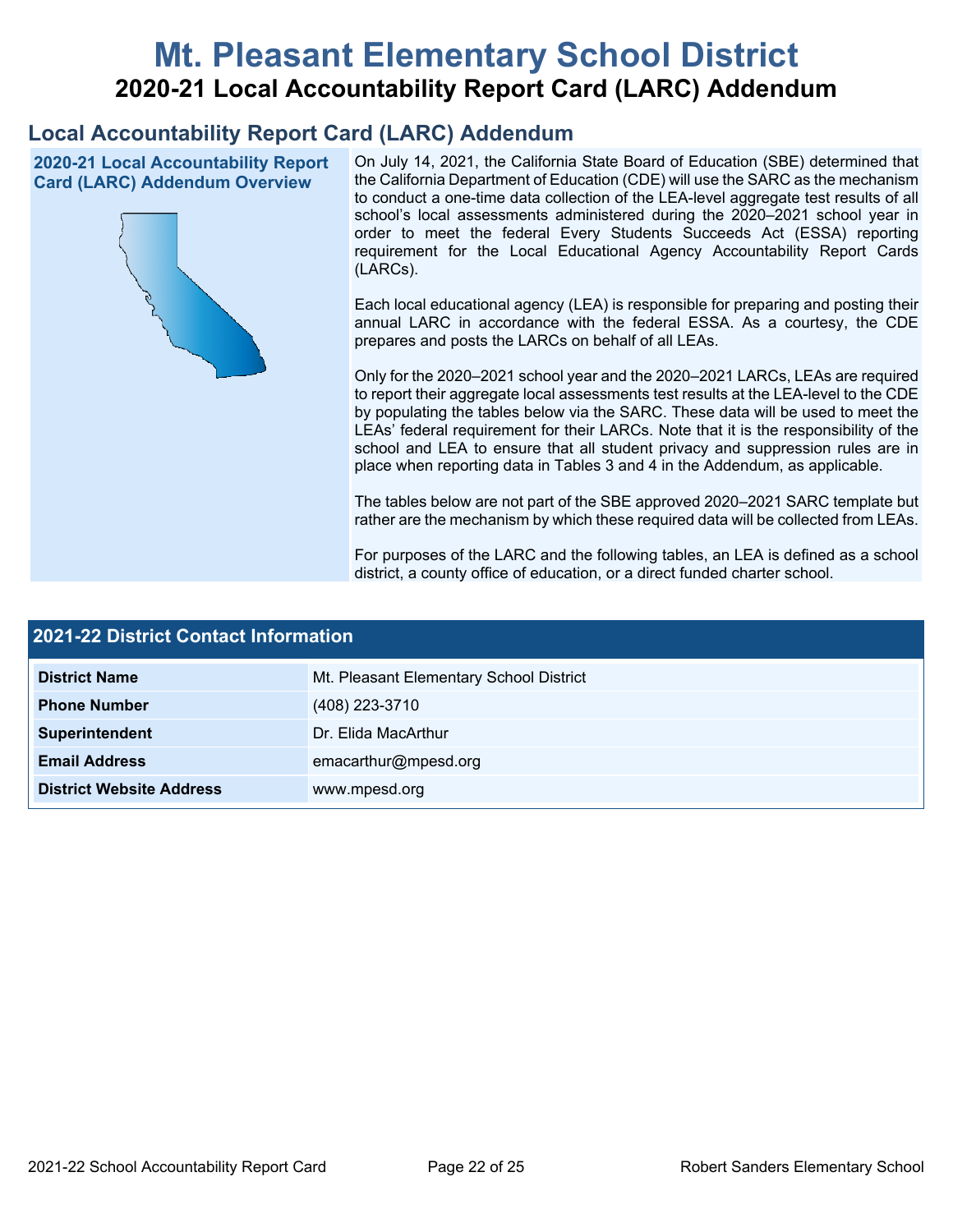# Mt. Pleasant Elementary School District

## 2020-21 Local Accountability Report Card (LARC) Addendum

## Local Accountability Report Card (LARC) Addendum

### 2020-21 Local Accountability Report Card (LARC) Addendum Overview

On July 14, 2021, the California State Board of Education (SBE) determined that the California Department of Education (CDE) will use the SARC as the mechanism to conduct a one-time data collection of the LEA-level aggregate test results of all school's local assessments administered during the 2020–2021 school year in order to meet the federal Every Students Succeeds Act (ESSA) reporting requirement for the Local Educational Agency Accountability Report Cards (LARCs).

Each local educational agency (LEA) is responsible for preparing and posting their annual LARC in accordance with the federal ESSA. As a courtesy, the CDE prepares and posts the LARCs on behalf of all LEAs.

Only for the 2020–2021 school year and the 2020–2021 LARCs, LEAs are required to report their aggregate local assessments test results at the LEA-level to the CDE by populating the tables below via the SARC. These data will be used to meet the LEAs' federal requirement for their LARCs. Note that it is the responsibility of the school and LEA to ensure that all student privacy and suppression rules are in place when reporting data in Tables 3 and 4 in the Addendum, as applicable.

The tables below are not part of the SBE approved 2020–2021 SARC template but rather are the mechanism by which these required data will be collected from LEAs.

For purposes of the LARC and the following tables, an LEA is defined as a school district, a county office of education, or a direct funded charter school.

### 2021-22 District Contact Information

| 2021-22 District Contact Information | |
|---|---|
| **District Name** | Mt. Pleasant Elementary School District |
| **Phone Number** | (408) 223-3710 |
| **Superintendent** | Dr. Elida MacArthur |
| **Email Address** | emacarthur@mpesd.org |
| **District Website Address** | www.mpesd.org |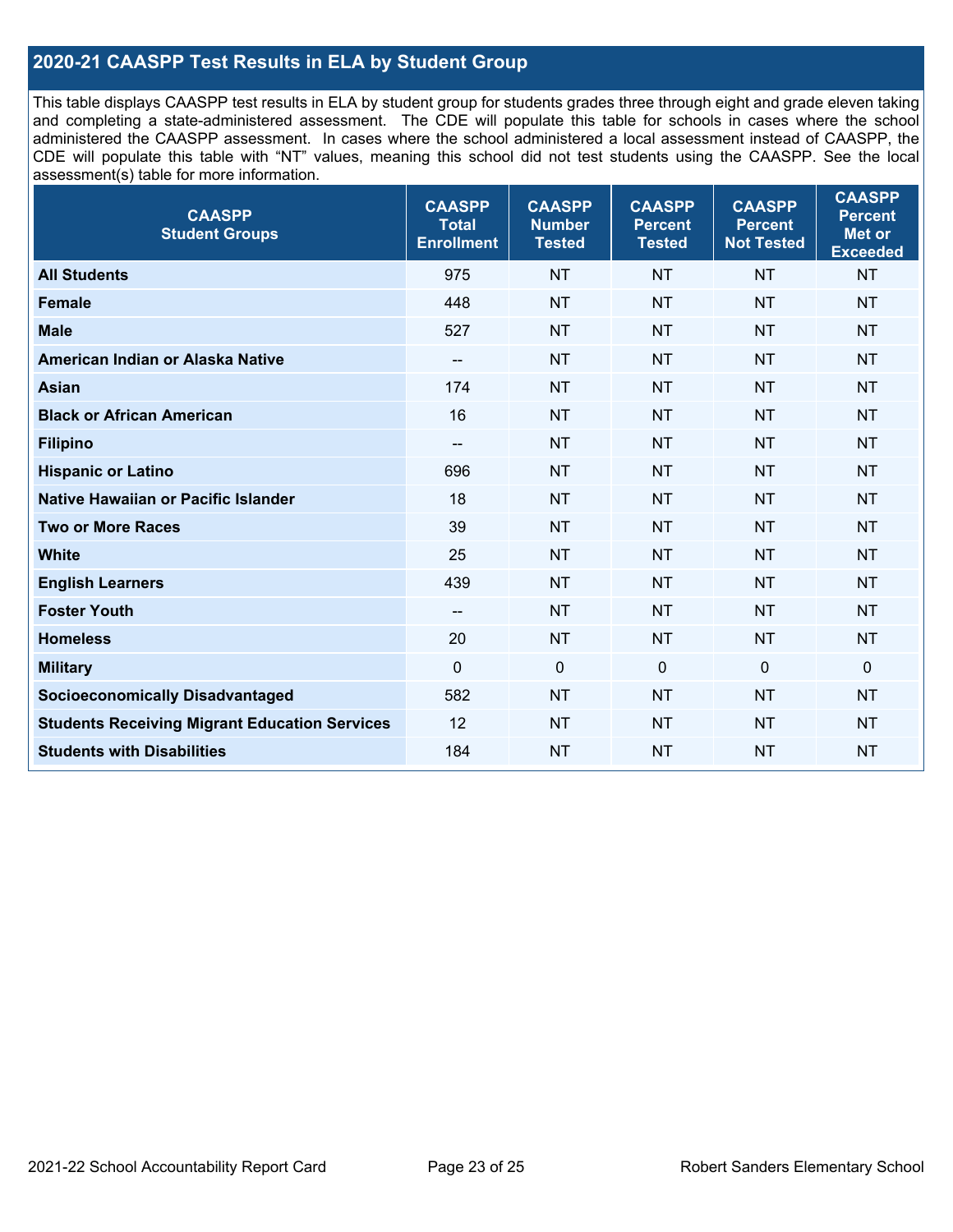## 2020-21 CAASPP Test Results in ELA by Student Group

This table displays CAASPP test results in ELA by student group for students grades three through eight and grade eleven taking and completing a state-administered assessment. The CDE will populate this table for schools in cases where the school administered the CAASPP assessment. In cases where the school administered a local assessment instead of CAASPP, the CDE will populate this table with "NT" values, meaning this school did not test students using the CAASPP. See the local assessment(s) table for more information.

| CAASPP Student Groups | CAASPP Total Enrollment | CAASPP Number Tested | CAASPP Percent Tested | CAASPP Percent Not Tested | CAASPP Percent Met or Exceeded |
|---|---|---|---|---|---|
| **All Students** | 975 | NT | NT | NT | NT |
| **Female** | 448 | NT | NT | NT | NT |
| **Male** | 527 | NT | NT | NT | NT |
| **American Indian or Alaska Native** | -- | NT | NT | NT | NT |
| **Asian** | 174 | NT | NT | NT | NT |
| **Black or African American** | 16 | NT | NT | NT | NT |
| **Filipino** | -- | NT | NT | NT | NT |
| **Hispanic or Latino** | 696 | NT | NT | NT | NT |
| **Native Hawaiian or Pacific Islander** | 18 | NT | NT | NT | NT |
| **Two or More Races** | 39 | NT | NT | NT | NT |
| **White** | 25 | NT | NT | NT | NT |
| **English Learners** | 439 | NT | NT | NT | NT |
| **Foster Youth** | -- | NT | NT | NT | NT |
| **Homeless** | 20 | NT | NT | NT | NT |
| **Military** | 0 | 0 | 0 | 0 | 0 |
| **Socioeconomically Disadvantaged** | 582 | NT | NT | NT | NT |
| **Students Receiving Migrant Education Services** | 12 | NT | NT | NT | NT |
| **Students with Disabilities** | 184 | NT | NT | NT | NT |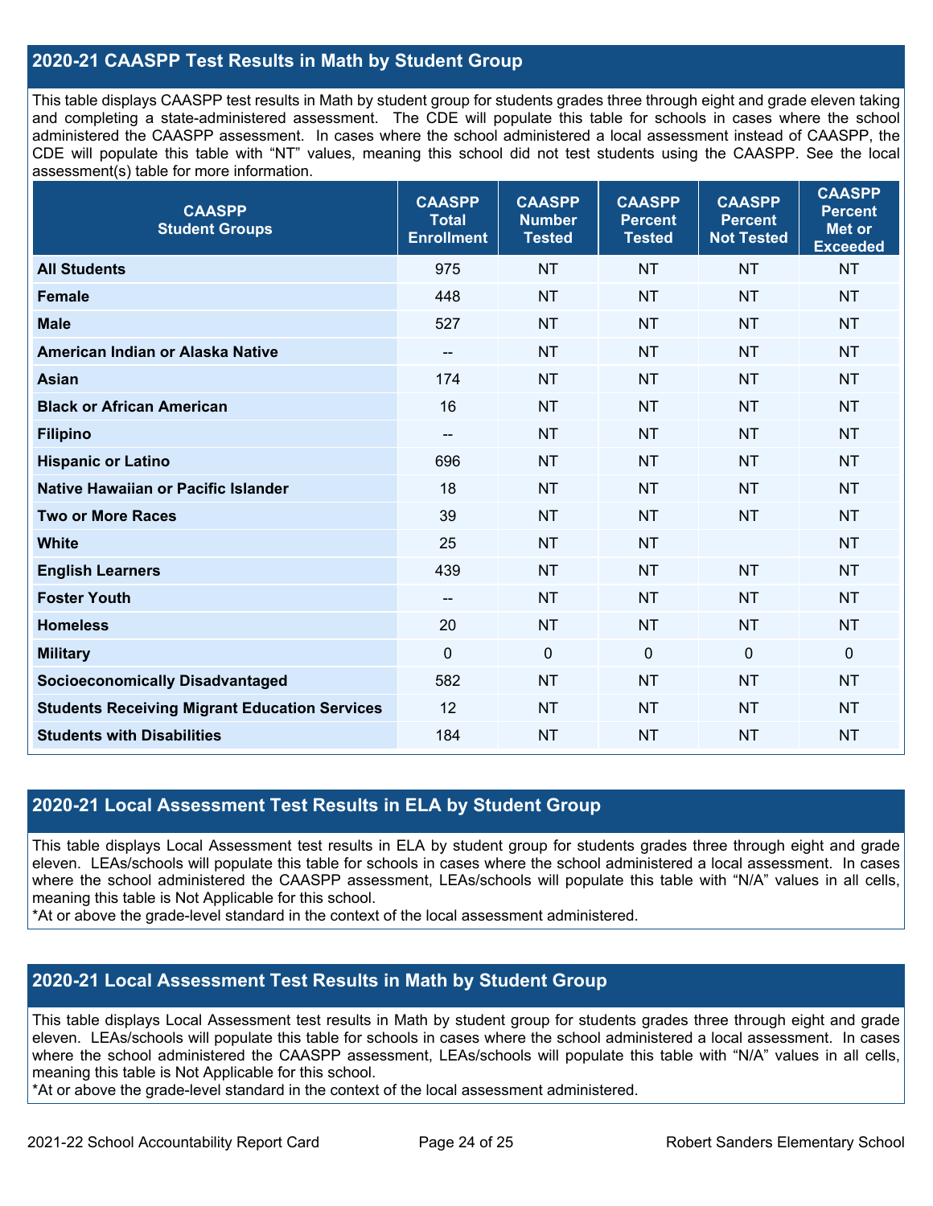## 2020-21 CAASPP Test Results in Math by Student Group

This table displays CAASPP test results in Math by student group for students grades three through eight and grade eleven taking and completing a state-administered assessment. The CDE will populate this table for schools in cases where the school administered the CAASPP assessment. In cases where the school administered a local assessment instead of CAASPP, the CDE will populate this table with "NT" values, meaning this school did not test students using the CAASPP. See the local assessment(s) table for more information.

| CAASPP Student Groups | CAASPP Total Enrollment | CAASPP Number Tested | CAASPP Percent Tested | CAASPP Percent Not Tested | CAASPP Percent Met or Exceeded |
|---|---|---|---|---|---|
| **All Students** | 975 | NT | NT | NT | NT |
| **Female** | 448 | NT | NT | NT | NT |
| **Male** | 527 | NT | NT | NT | NT |
| **American Indian or Alaska Native** | -- | NT | NT | NT | NT |
| **Asian** | 174 | NT | NT | NT | NT |
| **Black or African American** | 16 | NT | NT | NT | NT |
| **Filipino** | -- | NT | NT | NT | NT |
| **Hispanic or Latino** | 696 | NT | NT | NT | NT |
| **Native Hawaiian or Pacific Islander** | 18 | NT | NT | NT | NT |
| **Two or More Races** | 39 | NT | NT | NT | NT |
| **White** | 25 | NT | NT | | NT |
| **English Learners** | 439 | NT | NT | NT | NT |
| **Foster Youth** | -- | NT | NT | NT | NT |
| **Homeless** | 20 | NT | NT | NT | NT |
| **Military** | 0 | 0 | 0 | 0 | 0 |
| **Socioeconomically Disadvantaged** | 582 | NT | NT | NT | NT |
| **Students Receiving Migrant Education Services** | 12 | NT | NT | NT | NT |
| **Students with Disabilities** | 184 | NT | NT | NT | NT |

## 2020-21 Local Assessment Test Results in ELA by Student Group

This table displays Local Assessment test results in ELA by student group for students grades three through eight and grade eleven. LEAs/schools will populate this table for schools in cases where the school administered a local assessment. In cases where the school administered the CAASPP assessment, LEAs/schools will populate this table with "N/A" values in all cells, meaning this table is Not Applicable for this school.
*At or above the grade-level standard in the context of the local assessment administered.

## 2020-21 Local Assessment Test Results in Math by Student Group

This table displays Local Assessment test results in Math by student group for students grades three through eight and grade eleven. LEAs/schools will populate this table for schools in cases where the school administered a local assessment. In cases where the school administered the CAASPP assessment, LEAs/schools will populate this table with "N/A" values in all cells, meaning this table is Not Applicable for this school.
*At or above the grade-level standard in the context of the local assessment administered.